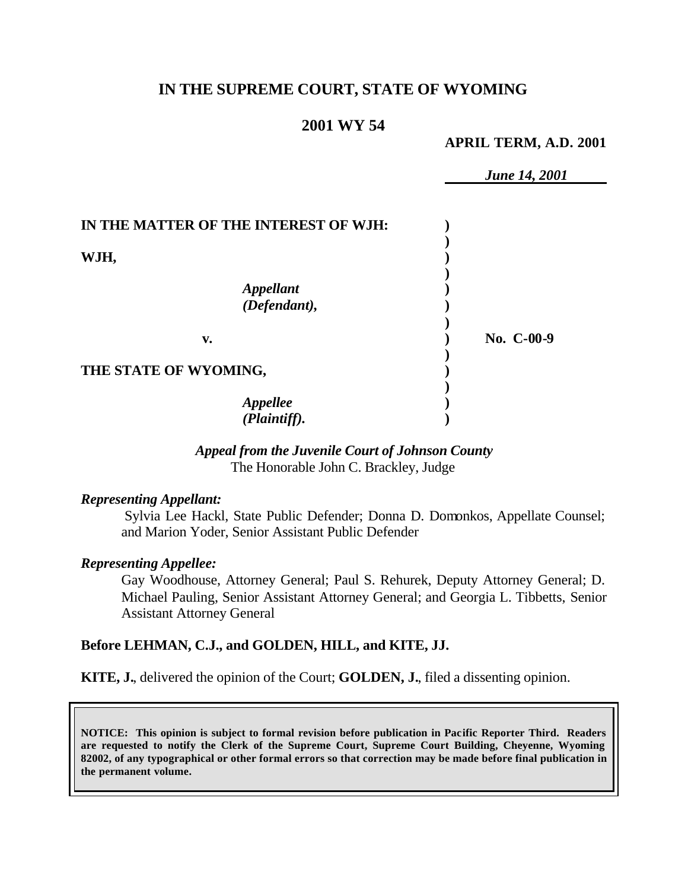# IN THE SUPREME COURT, STATE OF WYOMING

## 2001 WY 54

**APRIL TERM, A.D. 2001**

*June 14, 2001*

| | | |
|---|---|---|
| **IN THE MATTER OF THE INTEREST OF WJH:** | | |
| **WJH,** | | |
| *Appellant (Defendant),* | | |
| **v.** | | **No. C-00-9** |
| **THE STATE OF WYOMING,** | | |
| *Appellee (Plaintiff).* | | |

***Appeal from the Juvenile Court of Johnson County***
The Honorable John C. Brackley, Judge

***Representing Appellant:***

Sylvia Lee Hackl, State Public Defender; Donna D. Domonkos, Appellate Counsel; and Marion Yoder, Senior Assistant Public Defender

***Representing Appellee:***

Gay Woodhouse, Attorney General; Paul S. Rehurek, Deputy Attorney General; D. Michael Pauling, Senior Assistant Attorney General; and Georgia L. Tibbetts, Senior Assistant Attorney General

**Before LEHMAN, C.J., and GOLDEN, HILL, and KITE, JJ.**

**KITE, J.**, delivered the opinion of the Court; **GOLDEN, J.**, filed a dissenting opinion.

**NOTICE: This opinion is subject to formal revision before publication in Pacific Reporter Third. Readers are requested to notify the Clerk of the Supreme Court, Supreme Court Building, Cheyenne, Wyoming 82002, of any typographical or other formal errors so that correction may be made before final publication in the permanent volume.**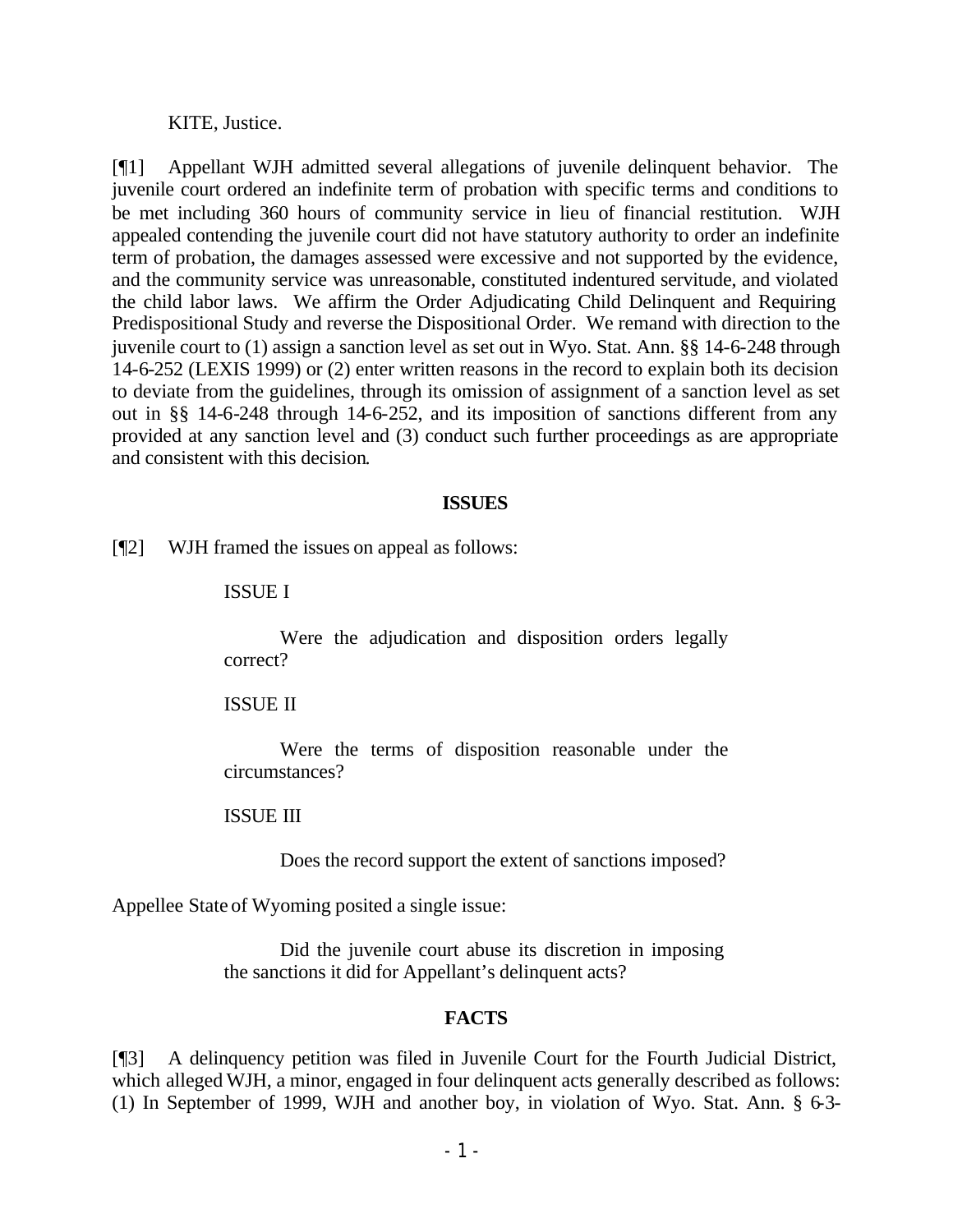KITE, Justice.

[¶1] Appellant WJH admitted several allegations of juvenile delinquent behavior. The juvenile court ordered an indefinite term of probation with specific terms and conditions to be met including 360 hours of community service in lieu of financial restitution. WJH appealed contending the juvenile court did not have statutory authority to order an indefinite term of probation, the damages assessed were excessive and not supported by the evidence, and the community service was unreasonable, constituted indentured servitude, and violated the child labor laws. We affirm the Order Adjudicating Child Delinquent and Requiring Predispositional Study and reverse the Dispositional Order. We remand with direction to the juvenile court to (1) assign a sanction level as set out in Wyo. Stat. Ann. §§ 14-6-248 through 14-6-252 (LEXIS 1999) or (2) enter written reasons in the record to explain both its decision to deviate from the guidelines, through its omission of assignment of a sanction level as set out in §§ 14-6-248 through 14-6-252, and its imposition of sanctions different from any provided at any sanction level and (3) conduct such further proceedings as are appropriate and consistent with this decision.

## ISSUES

[¶2] WJH framed the issues on appeal as follows:

> ISSUE I
>
> Were the adjudication and disposition orders legally correct?
>
> ISSUE II
>
> Were the terms of disposition reasonable under the circumstances?
>
> ISSUE III
>
> Does the record support the extent of sanctions imposed?

Appellee State of Wyoming posited a single issue:

> Did the juvenile court abuse its discretion in imposing the sanctions it did for Appellant's delinquent acts?

## FACTS

[¶3] A delinquency petition was filed in Juvenile Court for the Fourth Judicial District, which alleged WJH, a minor, engaged in four delinquent acts generally described as follows: (1) In September of 1999, WJH and another boy, in violation of Wyo. Stat. Ann. § 6-3-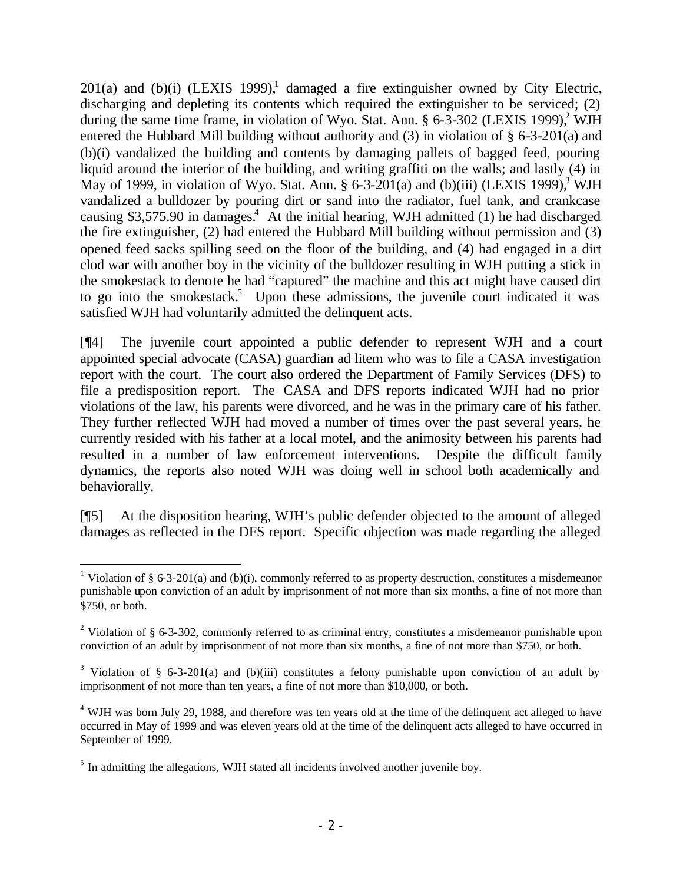201(a) and (b)(i) (LEXIS 1999),[1] damaged a fire extinguisher owned by City Electric, discharging and depleting its contents which required the extinguisher to be serviced; (2) during the same time frame, in violation of Wyo. Stat. Ann. § 6-3-302 (LEXIS 1999),[2] WJH entered the Hubbard Mill building without authority and (3) in violation of § 6-3-201(a) and (b)(i) vandalized the building and contents by damaging pallets of bagged feed, pouring liquid around the interior of the building, and writing graffiti on the walls; and lastly (4) in May of 1999, in violation of Wyo. Stat. Ann. § 6-3-201(a) and (b)(iii) (LEXIS 1999),[3] WJH vandalized a bulldozer by pouring dirt or sand into the radiator, fuel tank, and crankcase causing $3,575.90 in damages.[4] At the initial hearing, WJH admitted (1) he had discharged the fire extinguisher, (2) had entered the Hubbard Mill building without permission and (3) opened feed sacks spilling seed on the floor of the building, and (4) had engaged in a dirt clod war with another boy in the vicinity of the bulldozer resulting in WJH putting a stick in the smokestack to denote he had "captured" the machine and this act might have caused dirt to go into the smokestack.[5] Upon these admissions, the juvenile court indicated it was satisfied WJH had voluntarily admitted the delinquent acts.

[¶4] The juvenile court appointed a public defender to represent WJH and a court appointed special advocate (CASA) guardian ad litem who was to file a CASA investigation report with the court. The court also ordered the Department of Family Services (DFS) to file a predisposition report. The CASA and DFS reports indicated WJH had no prior violations of the law, his parents were divorced, and he was in the primary care of his father. They further reflected WJH had moved a number of times over the past several years, he currently resided with his father at a local motel, and the animosity between his parents had resulted in a number of law enforcement interventions. Despite the difficult family dynamics, the reports also noted WJH was doing well in school both academically and behaviorally.

[¶5] At the disposition hearing, WJH's public defender objected to the amount of alleged damages as reflected in the DFS report. Specific objection was made regarding the alleged

---

[1] Violation of § 6-3-201(a) and (b)(i), commonly referred to as property destruction, constitutes a misdemeanor punishable upon conviction of an adult by imprisonment of not more than six months, a fine of not more than $750, or both.

[2] Violation of § 6-3-302, commonly referred to as criminal entry, constitutes a misdemeanor punishable upon conviction of an adult by imprisonment of not more than six months, a fine of not more than $750, or both.

[3] Violation of § 6-3-201(a) and (b)(iii) constitutes a felony punishable upon conviction of an adult by imprisonment of not more than ten years, a fine of not more than $10,000, or both.

[4] WJH was born July 29, 1988, and therefore was ten years old at the time of the delinquent act alleged to have occurred in May of 1999 and was eleven years old at the time of the delinquent acts alleged to have occurred in September of 1999.

[5] In admitting the allegations, WJH stated all incidents involved another juvenile boy.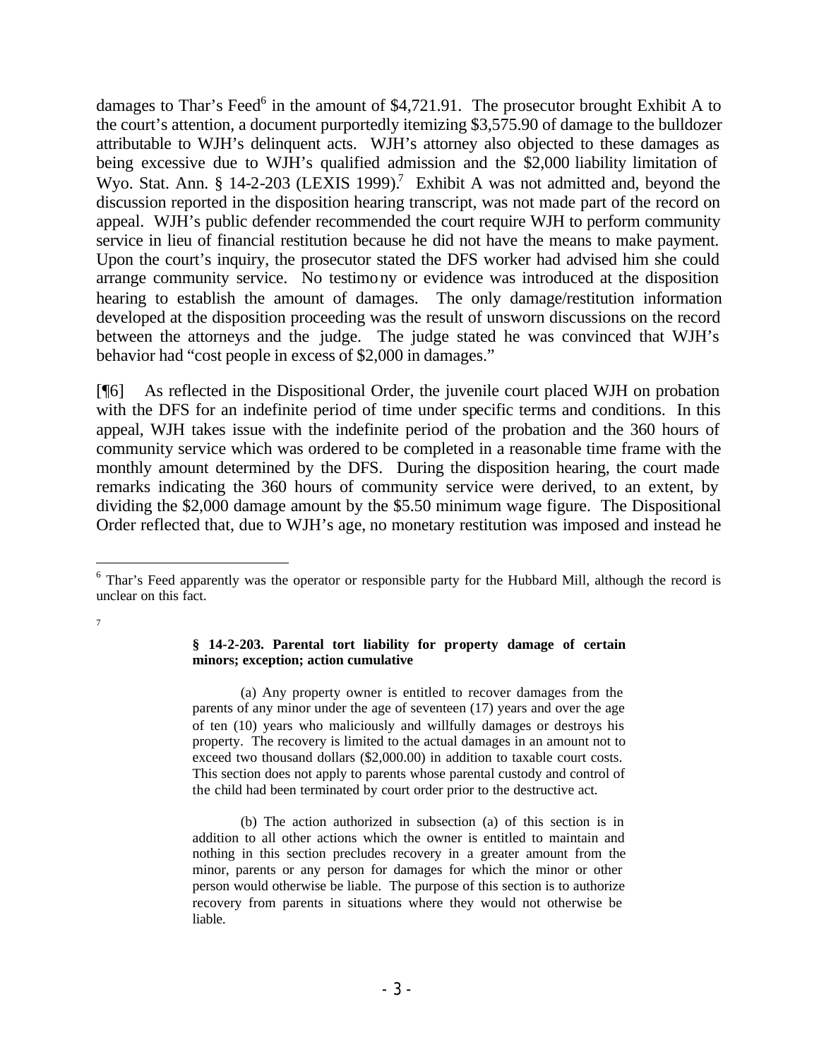damages to Thar's Feed[6] in the amount of $4,721.91. The prosecutor brought Exhibit A to the court's attention, a document purportedly itemizing $3,575.90 of damage to the bulldozer attributable to WJH's delinquent acts. WJH's attorney also objected to these damages as being excessive due to WJH's qualified admission and the $2,000 liability limitation of Wyo. Stat. Ann. § 14-2-203 (LEXIS 1999).[7] Exhibit A was not admitted and, beyond the discussion reported in the disposition hearing transcript, was not made part of the record on appeal. WJH's public defender recommended the court require WJH to perform community service in lieu of financial restitution because he did not have the means to make payment. Upon the court's inquiry, the prosecutor stated the DFS worker had advised him she could arrange community service. No testimony or evidence was introduced at the disposition hearing to establish the amount of damages. The only damage/restitution information developed at the disposition proceeding was the result of unsworn discussions on the record between the attorneys and the judge. The judge stated he was convinced that WJH's behavior had "cost people in excess of $2,000 in damages."

[¶6] As reflected in the Dispositional Order, the juvenile court placed WJH on probation with the DFS for an indefinite period of time under specific terms and conditions. In this appeal, WJH takes issue with the indefinite period of the probation and the 360 hours of community service which was ordered to be completed in a reasonable time frame with the monthly amount determined by the DFS. During the disposition hearing, the court made remarks indicating the 360 hours of community service were derived, to an extent, by dividing the $2,000 damage amount by the $5.50 minimum wage figure. The Dispositional Order reflected that, due to WJH's age, no monetary restitution was imposed and instead he

---

[6] Thar's Feed apparently was the operator or responsible party for the Hubbard Mill, although the record is unclear on this fact.

[7]

> **§ 14-2-203. Parental tort liability for property damage of certain minors; exception; action cumulative**
>
> (a) Any property owner is entitled to recover damages from the parents of any minor under the age of seventeen (17) years and over the age of ten (10) years who maliciously and willfully damages or destroys his property. The recovery is limited to the actual damages in an amount not to exceed two thousand dollars ($2,000.00) in addition to taxable court costs. This section does not apply to parents whose parental custody and control of the child had been terminated by court order prior to the destructive act.
>
> (b) The action authorized in subsection (a) of this section is in addition to all other actions which the owner is entitled to maintain and nothing in this section precludes recovery in a greater amount from the minor, parents or any person for damages for which the minor or other person would otherwise be liable. The purpose of this section is to authorize recovery from parents in situations where they would not otherwise be liable.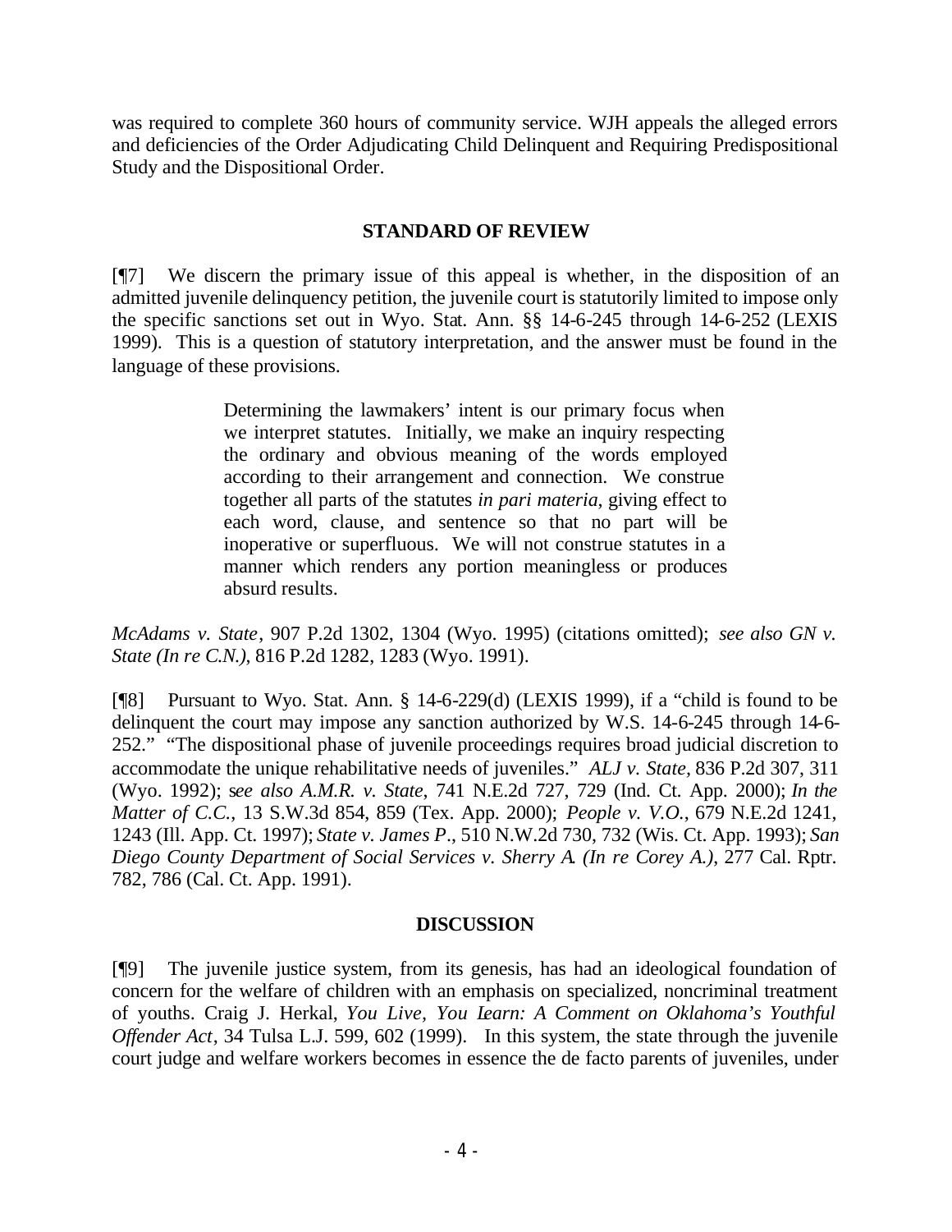was required to complete 360 hours of community service. WJH appeals the alleged errors and deficiencies of the Order Adjudicating Child Delinquent and Requiring Predispositional Study and the Dispositional Order.

## STANDARD OF REVIEW

[¶7] We discern the primary issue of this appeal is whether, in the disposition of an admitted juvenile delinquency petition, the juvenile court is statutorily limited to impose only the specific sanctions set out in Wyo. Stat. Ann. §§ 14-6-245 through 14-6-252 (LEXIS 1999). This is a question of statutory interpretation, and the answer must be found in the language of these provisions.

> Determining the lawmakers' intent is our primary focus when we interpret statutes. Initially, we make an inquiry respecting the ordinary and obvious meaning of the words employed according to their arrangement and connection. We construe together all parts of the statutes *in pari materia*, giving effect to each word, clause, and sentence so that no part will be inoperative or superfluous. We will not construe statutes in a manner which renders any portion meaningless or produces absurd results.

*McAdams v. State*, 907 P.2d 1302, 1304 (Wyo. 1995) (citations omitted); *see also GN v. State (In re C.N.)*, 816 P.2d 1282, 1283 (Wyo. 1991).

[¶8] Pursuant to Wyo. Stat. Ann. § 14-6-229(d) (LEXIS 1999), if a "child is found to be delinquent the court may impose any sanction authorized by W.S. 14-6-245 through 14-6-252." "The dispositional phase of juvenile proceedings requires broad judicial discretion to accommodate the unique rehabilitative needs of juveniles." *ALJ v. State,* 836 P.2d 307, 311 (Wyo. 1992); *see also A.M.R. v. State*, 741 N.E.2d 727, 729 (Ind. Ct. App. 2000); *In the Matter of C.C.*, 13 S.W.3d 854, 859 (Tex. App. 2000); *People v. V.O.*, 679 N.E.2d 1241, 1243 (Ill. App. Ct. 1997); *State v. James P*., 510 N.W.2d 730, 732 (Wis. Ct. App. 1993); *San Diego County Department of Social Services v. Sherry A. (In re Corey A.),* 277 Cal. Rptr. 782, 786 (Cal. Ct. App. 1991).

## DISCUSSION

[¶9] The juvenile justice system, from its genesis, has had an ideological foundation of concern for the welfare of children with an emphasis on specialized, noncriminal treatment of youths. Craig J. Herkal, *You Live, You Learn: A Comment on Oklahoma's Youthful Offender Act*, 34 Tulsa L.J. 599, 602 (1999). In this system, the state through the juvenile court judge and welfare workers becomes in essence the de facto parents of juveniles, under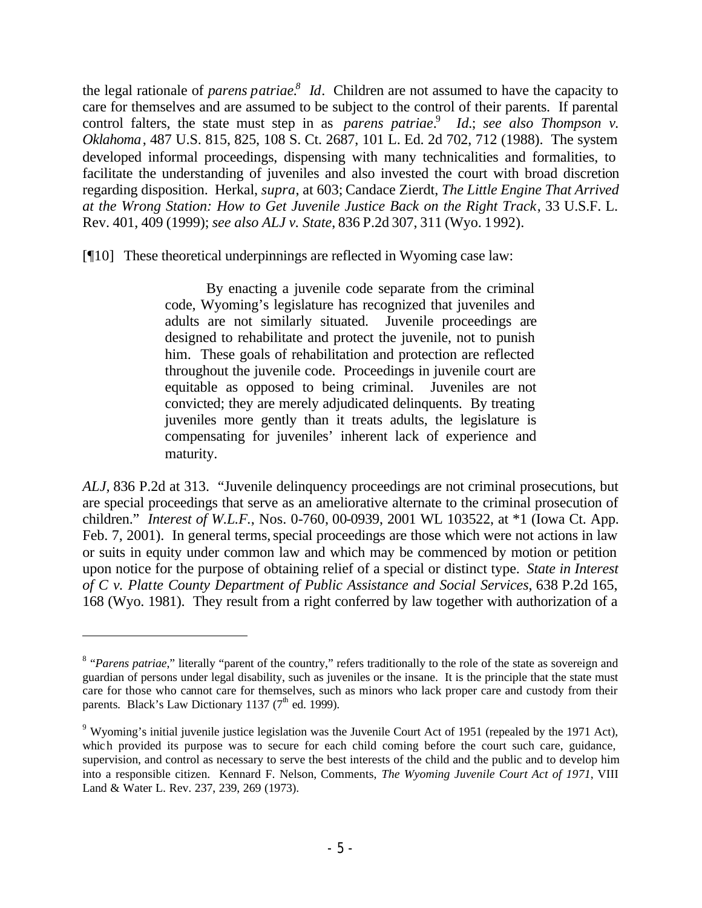the legal rationale of *parens patriae*.[8] *Id*. Children are not assumed to have the capacity to care for themselves and are assumed to be subject to the control of their parents. If parental control falters, the state must step in as *parens patriae*.[9] *Id*.; *see also Thompson v. Oklahoma*, 487 U.S. 815, 825, 108 S. Ct. 2687, 101 L. Ed. 2d 702, 712 (1988). The system developed informal proceedings, dispensing with many technicalities and formalities, to facilitate the understanding of juveniles and also invested the court with broad discretion regarding disposition. Herkal, *supra*, at 603; Candace Zierdt, *The Little Engine That Arrived at the Wrong Station: How to Get Juvenile Justice Back on the Right Track*, 33 U.S.F. L. Rev. 401, 409 (1999); *see also ALJ v. State*, 836 P.2d 307, 311 (Wyo. 1992).

[¶10] These theoretical underpinnings are reflected in Wyoming case law:

> By enacting a juvenile code separate from the criminal code, Wyoming's legislature has recognized that juveniles and adults are not similarly situated. Juvenile proceedings are designed to rehabilitate and protect the juvenile, not to punish him. These goals of rehabilitation and protection are reflected throughout the juvenile code. Proceedings in juvenile court are equitable as opposed to being criminal. Juveniles are not convicted; they are merely adjudicated delinquents. By treating juveniles more gently than it treats adults, the legislature is compensating for juveniles' inherent lack of experience and maturity.

*ALJ*, 836 P.2d at 313. "Juvenile delinquency proceedings are not criminal prosecutions, but are special proceedings that serve as an ameliorative alternate to the criminal prosecution of children." *Interest of W.L.F.*, Nos. 0-760, 00-0939, 2001 WL 103522, at *1 (Iowa Ct. App. Feb. 7, 2001). In general terms, special proceedings are those which were not actions in law or suits in equity under common law and which may be commenced by motion or petition upon notice for the purpose of obtaining relief of a special or distinct type. *State in Interest of C v. Platte County Department of Public Assistance and Social Services*, 638 P.2d 165, 168 (Wyo. 1981). They result from a right conferred by law together with authorization of a

---

[8] "*Parens patriae*," literally "parent of the country," refers traditionally to the role of the state as sovereign and guardian of persons under legal disability, such as juveniles or the insane. It is the principle that the state must care for those who cannot care for themselves, such as minors who lack proper care and custody from their parents. Black's Law Dictionary 1137 (7th ed. 1999).

[9] Wyoming's initial juvenile justice legislation was the Juvenile Court Act of 1951 (repealed by the 1971 Act), which provided its purpose was to secure for each child coming before the court such care, guidance, supervision, and control as necessary to serve the best interests of the child and the public and to develop him into a responsible citizen. Kennard F. Nelson, Comments, *The Wyoming Juvenile Court Act of 1971*, VIII Land & Water L. Rev. 237, 239, 269 (1973).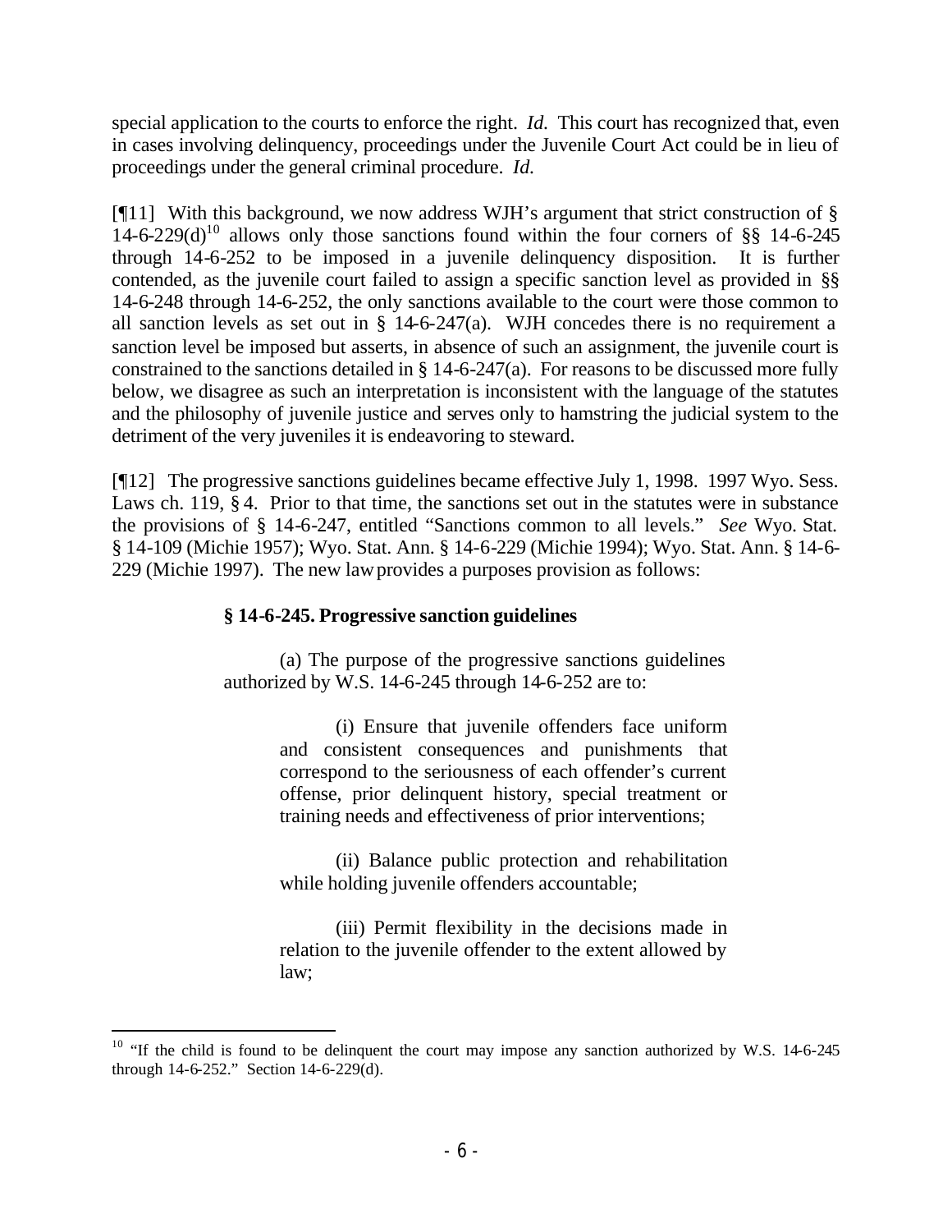special application to the courts to enforce the right. *Id.* This court has recognized that, even in cases involving delinquency, proceedings under the Juvenile Court Act could be in lieu of proceedings under the general criminal procedure. *Id.*

[¶11] With this background, we now address WJH's argument that strict construction of § 14-6-229(d)[10] allows only those sanctions found within the four corners of §§ 14-6-245 through 14-6-252 to be imposed in a juvenile delinquency disposition. It is further contended, as the juvenile court failed to assign a specific sanction level as provided in §§ 14-6-248 through 14-6-252, the only sanctions available to the court were those common to all sanction levels as set out in § 14-6-247(a). WJH concedes there is no requirement a sanction level be imposed but asserts, in absence of such an assignment, the juvenile court is constrained to the sanctions detailed in § 14-6-247(a). For reasons to be discussed more fully below, we disagree as such an interpretation is inconsistent with the language of the statutes and the philosophy of juvenile justice and serves only to hamstring the judicial system to the detriment of the very juveniles it is endeavoring to steward.

[¶12] The progressive sanctions guidelines became effective July 1, 1998. 1997 Wyo. Sess. Laws ch. 119, § 4. Prior to that time, the sanctions set out in the statutes were in substance the provisions of § 14-6-247, entitled "Sanctions common to all levels." *See* Wyo. Stat. § 14-109 (Michie 1957); Wyo. Stat. Ann. § 14-6-229 (Michie 1994); Wyo. Stat. Ann. § 14-6-229 (Michie 1997). The new law provides a purposes provision as follows:

> **§ 14-6-245. Progressive sanction guidelines**
>
> (a) The purpose of the progressive sanctions guidelines authorized by W.S. 14-6-245 through 14-6-252 are to:
>
> > (i) Ensure that juvenile offenders face uniform and consistent consequences and punishments that correspond to the seriousness of each offender's current offense, prior delinquent history, special treatment or training needs and effectiveness of prior interventions;
> >
> > (ii) Balance public protection and rehabilitation while holding juvenile offenders accountable;
> >
> > (iii) Permit flexibility in the decisions made in relation to the juvenile offender to the extent allowed by law;

[10] "If the child is found to be delinquent the court may impose any sanction authorized by W.S. 14-6-245 through 14-6-252." Section 14-6-229(d).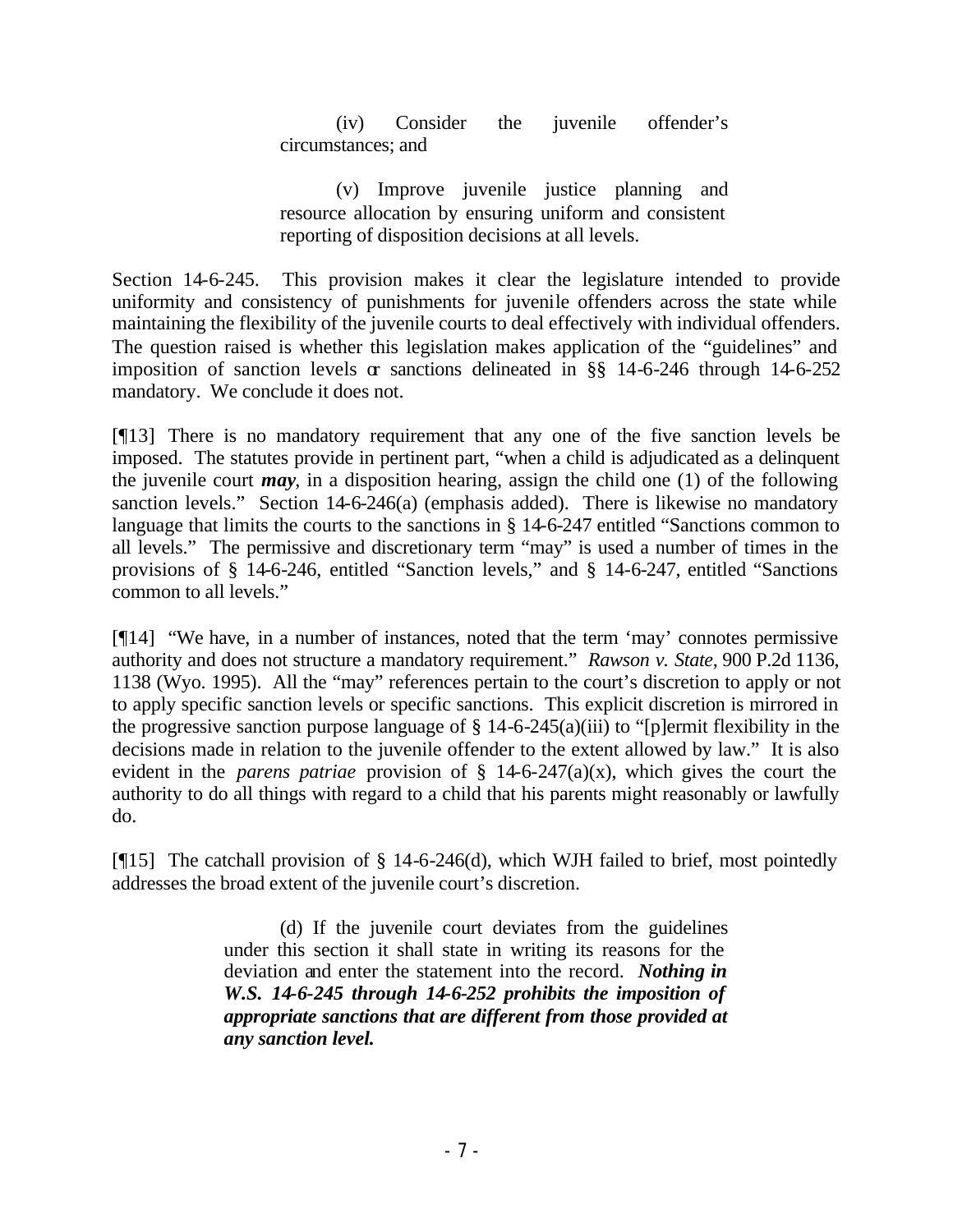> (iv) Consider the juvenile offender's circumstances; and
>
> (v) Improve juvenile justice planning and resource allocation by ensuring uniform and consistent reporting of disposition decisions at all levels.

Section 14-6-245. This provision makes it clear the legislature intended to provide uniformity and consistency of punishments for juvenile offenders across the state while maintaining the flexibility of the juvenile courts to deal effectively with individual offenders. The question raised is whether this legislation makes application of the "guidelines" and imposition of sanction levels or sanctions delineated in §§ 14-6-246 through 14-6-252 mandatory. We conclude it does not.

[¶13] There is no mandatory requirement that any one of the five sanction levels be imposed. The statutes provide in pertinent part, "when a child is adjudicated as a delinquent the juvenile court ***may***, in a disposition hearing, assign the child one (1) of the following sanction levels." Section 14-6-246(a) (emphasis added). There is likewise no mandatory language that limits the courts to the sanctions in § 14-6-247 entitled "Sanctions common to all levels." The permissive and discretionary term "may" is used a number of times in the provisions of § 14-6-246, entitled "Sanction levels," and § 14-6-247, entitled "Sanctions common to all levels."

[¶14] "We have, in a number of instances, noted that the term 'may' connotes permissive authority and does not structure a mandatory requirement." *Rawson v. State*, 900 P.2d 1136, 1138 (Wyo. 1995). All the "may" references pertain to the court's discretion to apply or not to apply specific sanction levels or specific sanctions. This explicit discretion is mirrored in the progressive sanction purpose language of § 14-6-245(a)(iii) to "[p]ermit flexibility in the decisions made in relation to the juvenile offender to the extent allowed by law." It is also evident in the *parens patriae* provision of § 14-6-247(a)(x), which gives the court the authority to do all things with regard to a child that his parents might reasonably or lawfully do.

[¶15] The catchall provision of § 14-6-246(d), which WJH failed to brief, most pointedly addresses the broad extent of the juvenile court's discretion.

> (d) If the juvenile court deviates from the guidelines under this section it shall state in writing its reasons for the deviation and enter the statement into the record. ***Nothing in W.S. 14-6-245 through 14-6-252 prohibits the imposition of appropriate sanctions that are different from those provided at any sanction level.***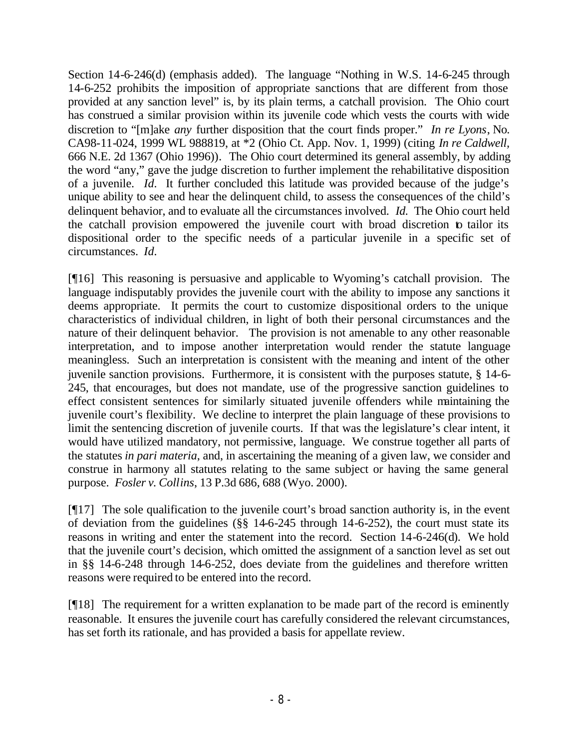Section 14-6-246(d) (emphasis added). The language "Nothing in W.S. 14-6-245 through 14-6-252 prohibits the imposition of appropriate sanctions that are different from those provided at any sanction level" is, by its plain terms, a catchall provision. The Ohio court has construed a similar provision within its juvenile code which vests the courts with wide discretion to "[m]ake *any* further disposition that the court finds proper." *In re Lyons*, No. CA98-11-024, 1999 WL 988819, at *2 (Ohio Ct. App. Nov. 1, 1999) (citing *In re Caldwell,* 666 N.E. 2d 1367 (Ohio 1996)). The Ohio court determined its general assembly, by adding the word "any," gave the judge discretion to further implement the rehabilitative disposition of a juvenile. *Id.* It further concluded this latitude was provided because of the judge's unique ability to see and hear the delinquent child, to assess the consequences of the child's delinquent behavior, and to evaluate all the circumstances involved. *Id.* The Ohio court held the catchall provision empowered the juvenile court with broad discretion to tailor its dispositional order to the specific needs of a particular juvenile in a specific set of circumstances. *Id.*

[¶16] This reasoning is persuasive and applicable to Wyoming's catchall provision. The language indisputably provides the juvenile court with the ability to impose any sanctions it deems appropriate. It permits the court to customize dispositional orders to the unique characteristics of individual children, in light of both their personal circumstances and the nature of their delinquent behavior. The provision is not amenable to any other reasonable interpretation, and to impose another interpretation would render the statute language meaningless. Such an interpretation is consistent with the meaning and intent of the other juvenile sanction provisions. Furthermore, it is consistent with the purposes statute, § 14-6-245, that encourages, but does not mandate, use of the progressive sanction guidelines to effect consistent sentences for similarly situated juvenile offenders while maintaining the juvenile court's flexibility. We decline to interpret the plain language of these provisions to limit the sentencing discretion of juvenile courts. If that was the legislature's clear intent, it would have utilized mandatory, not permissive, language. We construe together all parts of the statutes *in pari materia*, and, in ascertaining the meaning of a given law, we consider and construe in harmony all statutes relating to the same subject or having the same general purpose. *Fosler v. Collins*, 13 P.3d 686, 688 (Wyo. 2000).

[¶17] The sole qualification to the juvenile court's broad sanction authority is, in the event of deviation from the guidelines (§§ 14-6-245 through 14-6-252), the court must state its reasons in writing and enter the statement into the record. Section 14-6-246(d). We hold that the juvenile court's decision, which omitted the assignment of a sanction level as set out in §§ 14-6-248 through 14-6-252, does deviate from the guidelines and therefore written reasons were required to be entered into the record.

[¶18] The requirement for a written explanation to be made part of the record is eminently reasonable. It ensures the juvenile court has carefully considered the relevant circumstances, has set forth its rationale, and has provided a basis for appellate review.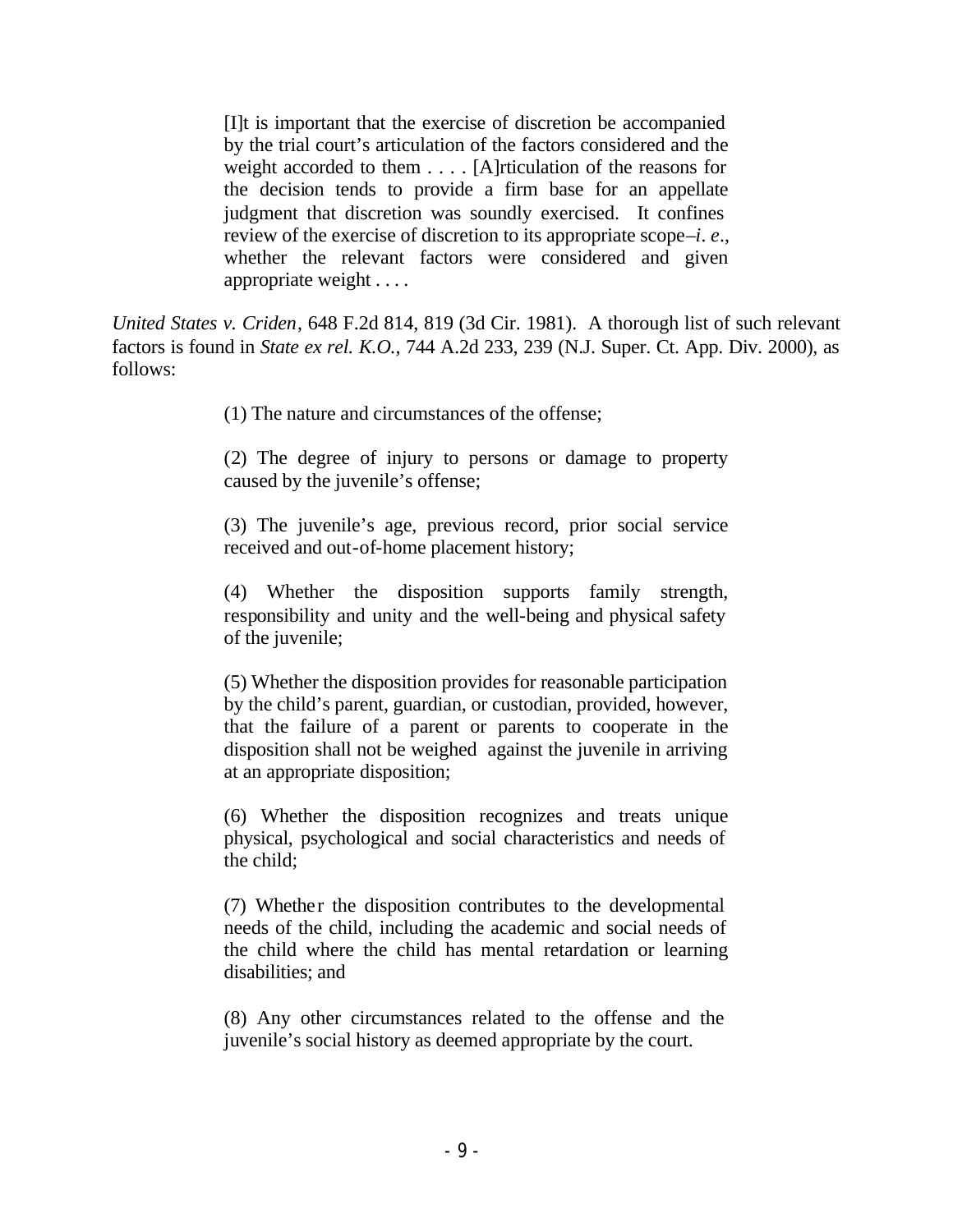> [I]t is important that the exercise of discretion be accompanied by the trial court's articulation of the factors considered and the weight accorded to them . . . . [A]rticulation of the reasons for the decision tends to provide a firm base for an appellate judgment that discretion was soundly exercised. It confines review of the exercise of discretion to its appropriate scope–*i. e*., whether the relevant factors were considered and given appropriate weight . . . .

*United States v. Criden*, 648 F.2d 814, 819 (3d Cir. 1981). A thorough list of such relevant factors is found in *State ex rel. K.O.*, 744 A.2d 233, 239 (N.J. Super. Ct. App. Div. 2000), as follows:

> (1) The nature and circumstances of the offense;
>
> (2) The degree of injury to persons or damage to property caused by the juvenile's offense;
>
> (3) The juvenile's age, previous record, prior social service received and out-of-home placement history;
>
> (4) Whether the disposition supports family strength, responsibility and unity and the well-being and physical safety of the juvenile;
>
> (5) Whether the disposition provides for reasonable participation by the child's parent, guardian, or custodian, provided, however, that the failure of a parent or parents to cooperate in the disposition shall not be weighed against the juvenile in arriving at an appropriate disposition;
>
> (6) Whether the disposition recognizes and treats unique physical, psychological and social characteristics and needs of the child;
>
> (7) Whether the disposition contributes to the developmental needs of the child, including the academic and social needs of the child where the child has mental retardation or learning disabilities; and
>
> (8) Any other circumstances related to the offense and the juvenile's social history as deemed appropriate by the court.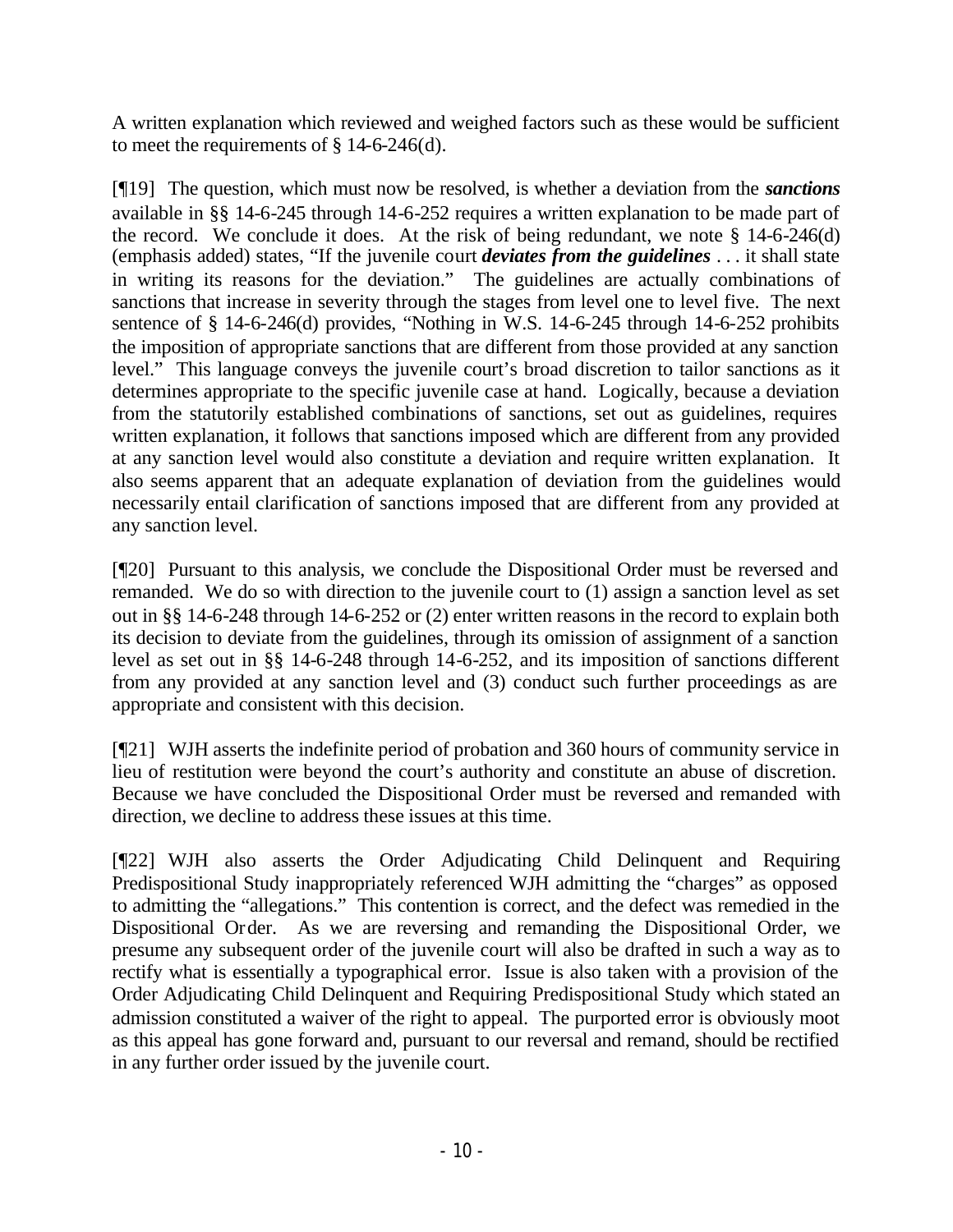A written explanation which reviewed and weighed factors such as these would be sufficient to meet the requirements of § 14-6-246(d).

[¶19] The question, which must now be resolved, is whether a deviation from the ***sanctions*** available in §§ 14-6-245 through 14-6-252 requires a written explanation to be made part of the record. We conclude it does. At the risk of being redundant, we note § 14-6-246(d) (emphasis added) states, "If the juvenile court ***deviates from the guidelines*** . . . it shall state in writing its reasons for the deviation." The guidelines are actually combinations of sanctions that increase in severity through the stages from level one to level five. The next sentence of § 14-6-246(d) provides, "Nothing in W.S. 14-6-245 through 14-6-252 prohibits the imposition of appropriate sanctions that are different from those provided at any sanction level." This language conveys the juvenile court's broad discretion to tailor sanctions as it determines appropriate to the specific juvenile case at hand. Logically, because a deviation from the statutorily established combinations of sanctions, set out as guidelines, requires written explanation, it follows that sanctions imposed which are different from any provided at any sanction level would also constitute a deviation and require written explanation. It also seems apparent that an adequate explanation of deviation from the guidelines would necessarily entail clarification of sanctions imposed that are different from any provided at any sanction level.

[¶20] Pursuant to this analysis, we conclude the Dispositional Order must be reversed and remanded. We do so with direction to the juvenile court to (1) assign a sanction level as set out in §§ 14-6-248 through 14-6-252 or (2) enter written reasons in the record to explain both its decision to deviate from the guidelines, through its omission of assignment of a sanction level as set out in §§ 14-6-248 through 14-6-252, and its imposition of sanctions different from any provided at any sanction level and (3) conduct such further proceedings as are appropriate and consistent with this decision.

[¶21] WJH asserts the indefinite period of probation and 360 hours of community service in lieu of restitution were beyond the court's authority and constitute an abuse of discretion. Because we have concluded the Dispositional Order must be reversed and remanded with direction, we decline to address these issues at this time.

[¶22] WJH also asserts the Order Adjudicating Child Delinquent and Requiring Predispositional Study inappropriately referenced WJH admitting the "charges" as opposed to admitting the "allegations." This contention is correct, and the defect was remedied in the Dispositional Order. As we are reversing and remanding the Dispositional Order, we presume any subsequent order of the juvenile court will also be drafted in such a way as to rectify what is essentially a typographical error. Issue is also taken with a provision of the Order Adjudicating Child Delinquent and Requiring Predispositional Study which stated an admission constituted a waiver of the right to appeal. The purported error is obviously moot as this appeal has gone forward and, pursuant to our reversal and remand, should be rectified in any further order issued by the juvenile court.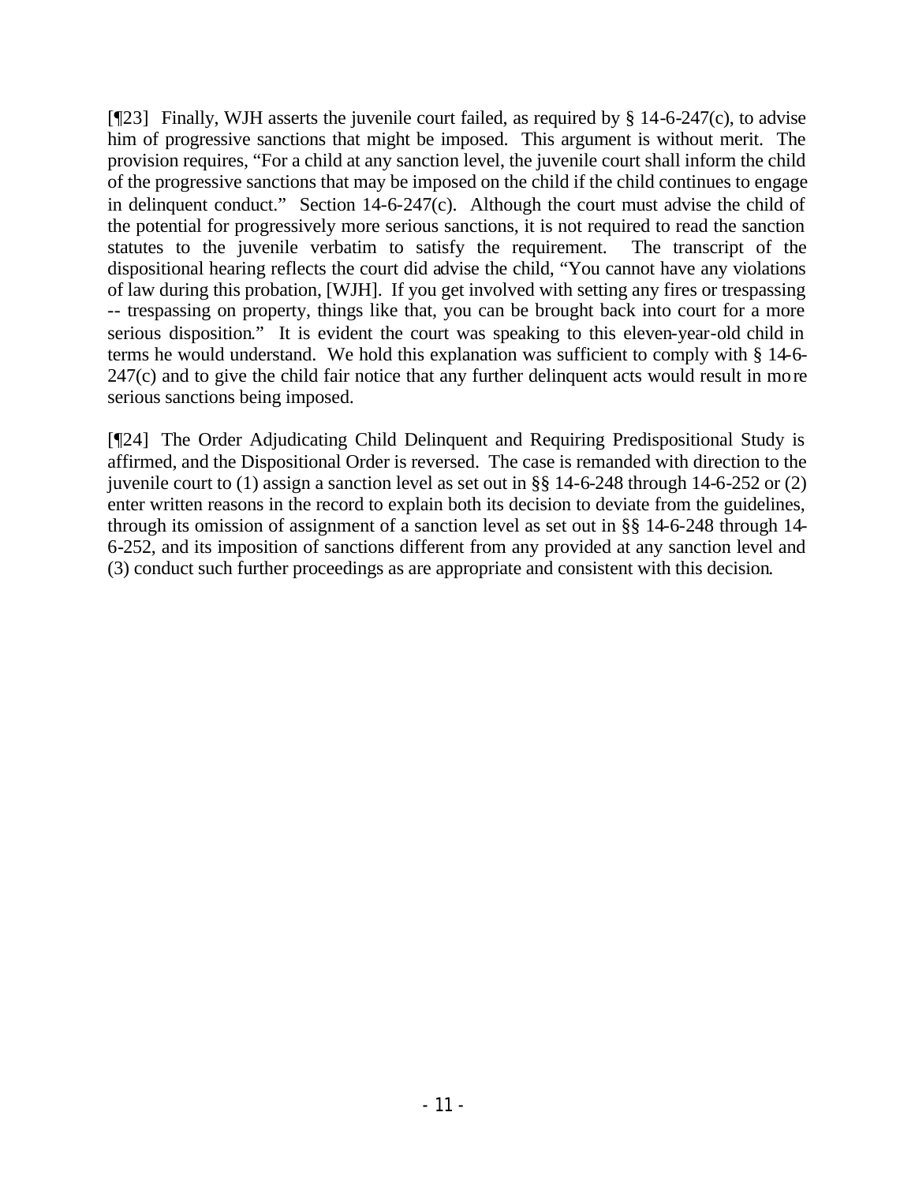[¶23] Finally, WJH asserts the juvenile court failed, as required by § 14-6-247(c), to advise him of progressive sanctions that might be imposed. This argument is without merit. The provision requires, "For a child at any sanction level, the juvenile court shall inform the child of the progressive sanctions that may be imposed on the child if the child continues to engage in delinquent conduct." Section 14-6-247(c). Although the court must advise the child of the potential for progressively more serious sanctions, it is not required to read the sanction statutes to the juvenile verbatim to satisfy the requirement. The transcript of the dispositional hearing reflects the court did advise the child, "You cannot have any violations of law during this probation, [WJH]. If you get involved with setting any fires or trespassing -- trespassing on property, things like that, you can be brought back into court for a more serious disposition." It is evident the court was speaking to this eleven-year-old child in terms he would understand. We hold this explanation was sufficient to comply with § 14-6-247(c) and to give the child fair notice that any further delinquent acts would result in more serious sanctions being imposed.

[¶24] The Order Adjudicating Child Delinquent and Requiring Predispositional Study is affirmed, and the Dispositional Order is reversed. The case is remanded with direction to the juvenile court to (1) assign a sanction level as set out in §§ 14-6-248 through 14-6-252 or (2) enter written reasons in the record to explain both its decision to deviate from the guidelines, through its omission of assignment of a sanction level as set out in §§ 14-6-248 through 14-6-252, and its imposition of sanctions different from any provided at any sanction level and (3) conduct such further proceedings as are appropriate and consistent with this decision.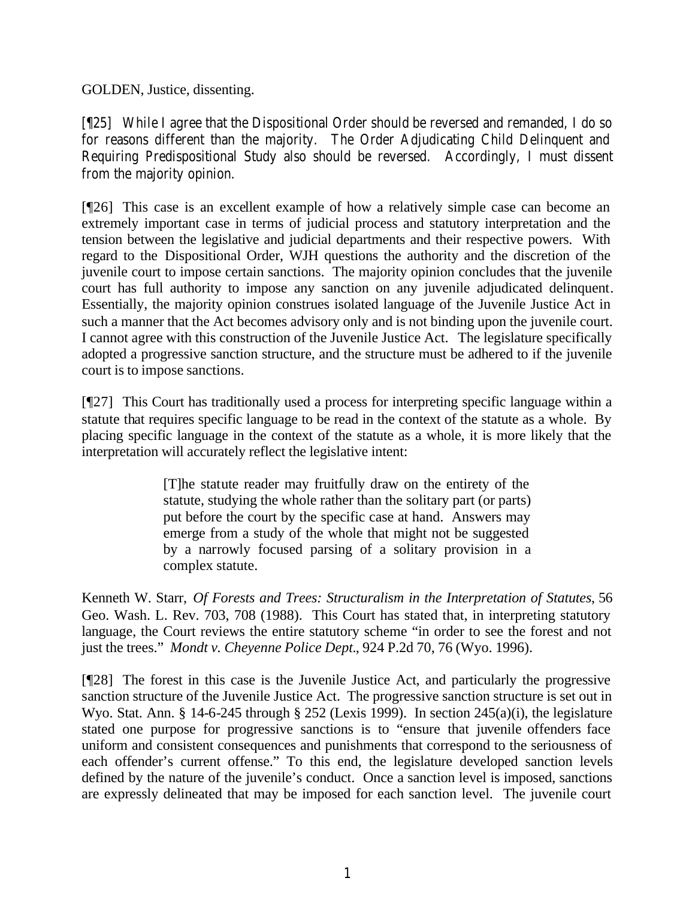GOLDEN, Justice, dissenting.

[¶25] While I agree that the Dispositional Order should be reversed and remanded, I do so for reasons different than the majority. The Order Adjudicating Child Delinquent and Requiring Predispositional Study also should be reversed. Accordingly, I must dissent from the majority opinion.

[¶26] This case is an excellent example of how a relatively simple case can become an extremely important case in terms of judicial process and statutory interpretation and the tension between the legislative and judicial departments and their respective powers. With regard to the Dispositional Order, WJH questions the authority and the discretion of the juvenile court to impose certain sanctions. The majority opinion concludes that the juvenile court has full authority to impose any sanction on any juvenile adjudicated delinquent. Essentially, the majority opinion construes isolated language of the Juvenile Justice Act in such a manner that the Act becomes advisory only and is not binding upon the juvenile court. I cannot agree with this construction of the Juvenile Justice Act. The legislature specifically adopted a progressive sanction structure, and the structure must be adhered to if the juvenile court is to impose sanctions.

[¶27] This Court has traditionally used a process for interpreting specific language within a statute that requires specific language to be read in the context of the statute as a whole. By placing specific language in the context of the statute as a whole, it is more likely that the interpretation will accurately reflect the legislative intent:

> [T]he statute reader may fruitfully draw on the entirety of the statute, studying the whole rather than the solitary part (or parts) put before the court by the specific case at hand. Answers may emerge from a study of the whole that might not be suggested by a narrowly focused parsing of a solitary provision in a complex statute.

Kenneth W. Starr, *Of Forests and Trees: Structuralism in the Interpretation of Statutes*, 56 Geo. Wash. L. Rev. 703, 708 (1988). This Court has stated that, in interpreting statutory language, the Court reviews the entire statutory scheme "in order to see the forest and not just the trees." *Mondt v. Cheyenne Police Dept.*, 924 P.2d 70, 76 (Wyo. 1996).

[¶28] The forest in this case is the Juvenile Justice Act, and particularly the progressive sanction structure of the Juvenile Justice Act. The progressive sanction structure is set out in Wyo. Stat. Ann. § 14-6-245 through § 252 (Lexis 1999). In section 245(a)(i), the legislature stated one purpose for progressive sanctions is to "ensure that juvenile offenders face uniform and consistent consequences and punishments that correspond to the seriousness of each offender's current offense." To this end, the legislature developed sanction levels defined by the nature of the juvenile's conduct. Once a sanction level is imposed, sanctions are expressly delineated that may be imposed for each sanction level. The juvenile court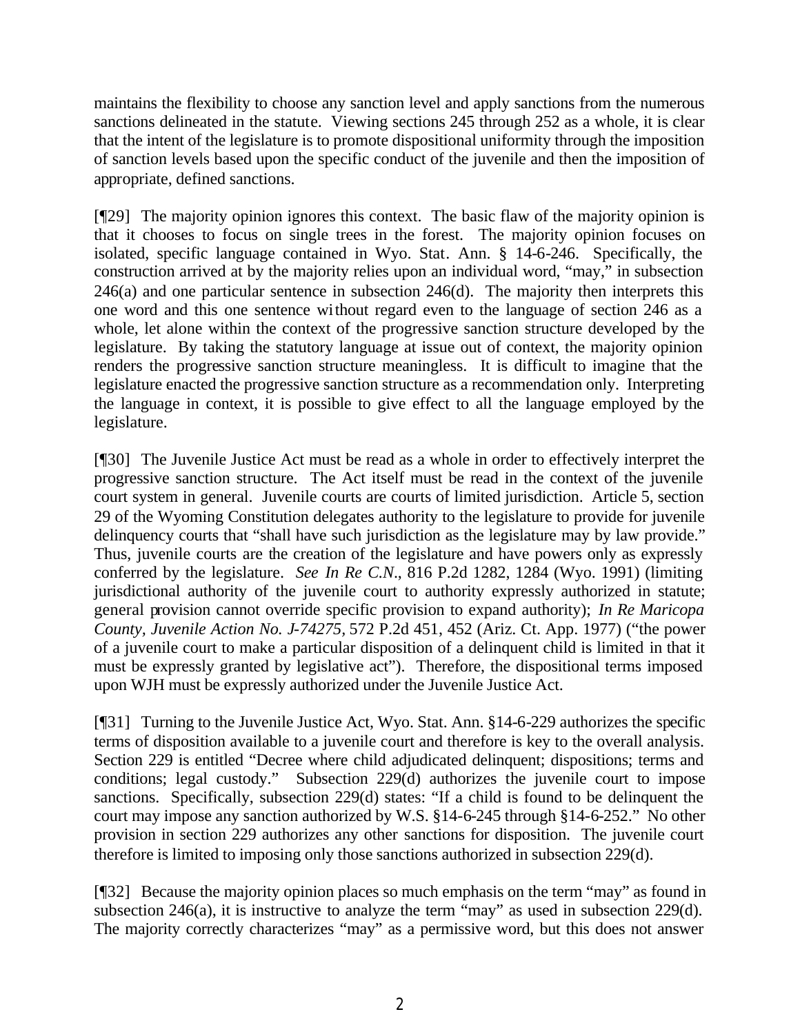maintains the flexibility to choose any sanction level and apply sanctions from the numerous sanctions delineated in the statute. Viewing sections 245 through 252 as a whole, it is clear that the intent of the legislature is to promote dispositional uniformity through the imposition of sanction levels based upon the specific conduct of the juvenile and then the imposition of appropriate, defined sanctions.

[¶29] The majority opinion ignores this context. The basic flaw of the majority opinion is that it chooses to focus on single trees in the forest. The majority opinion focuses on isolated, specific language contained in Wyo. Stat. Ann. § 14-6-246. Specifically, the construction arrived at by the majority relies upon an individual word, "may," in subsection 246(a) and one particular sentence in subsection 246(d). The majority then interprets this one word and this one sentence without regard even to the language of section 246 as a whole, let alone within the context of the progressive sanction structure developed by the legislature. By taking the statutory language at issue out of context, the majority opinion renders the progressive sanction structure meaningless. It is difficult to imagine that the legislature enacted the progressive sanction structure as a recommendation only. Interpreting the language in context, it is possible to give effect to all the language employed by the legislature.

[¶30] The Juvenile Justice Act must be read as a whole in order to effectively interpret the progressive sanction structure. The Act itself must be read in the context of the juvenile court system in general. Juvenile courts are courts of limited jurisdiction. Article 5, section 29 of the Wyoming Constitution delegates authority to the legislature to provide for juvenile delinquency courts that "shall have such jurisdiction as the legislature may by law provide." Thus, juvenile courts are the creation of the legislature and have powers only as expressly conferred by the legislature. *See In Re C.N.*, 816 P.2d 1282, 1284 (Wyo. 1991) (limiting jurisdictional authority of the juvenile court to authority expressly authorized in statute; general provision cannot override specific provision to expand authority); *In Re Maricopa County, Juvenile Action No. J-74275*, 572 P.2d 451, 452 (Ariz. Ct. App. 1977) ("the power of a juvenile court to make a particular disposition of a delinquent child is limited in that it must be expressly granted by legislative act"). Therefore, the dispositional terms imposed upon WJH must be expressly authorized under the Juvenile Justice Act.

[¶31] Turning to the Juvenile Justice Act, Wyo. Stat. Ann. §14-6-229 authorizes the specific terms of disposition available to a juvenile court and therefore is key to the overall analysis. Section 229 is entitled "Decree where child adjudicated delinquent; dispositions; terms and conditions; legal custody." Subsection 229(d) authorizes the juvenile court to impose sanctions. Specifically, subsection 229(d) states: "If a child is found to be delinquent the court may impose any sanction authorized by W.S. §14-6-245 through §14-6-252." No other provision in section 229 authorizes any other sanctions for disposition. The juvenile court therefore is limited to imposing only those sanctions authorized in subsection 229(d).

[¶32] Because the majority opinion places so much emphasis on the term "may" as found in subsection 246(a), it is instructive to analyze the term "may" as used in subsection 229(d). The majority correctly characterizes "may" as a permissive word, but this does not answer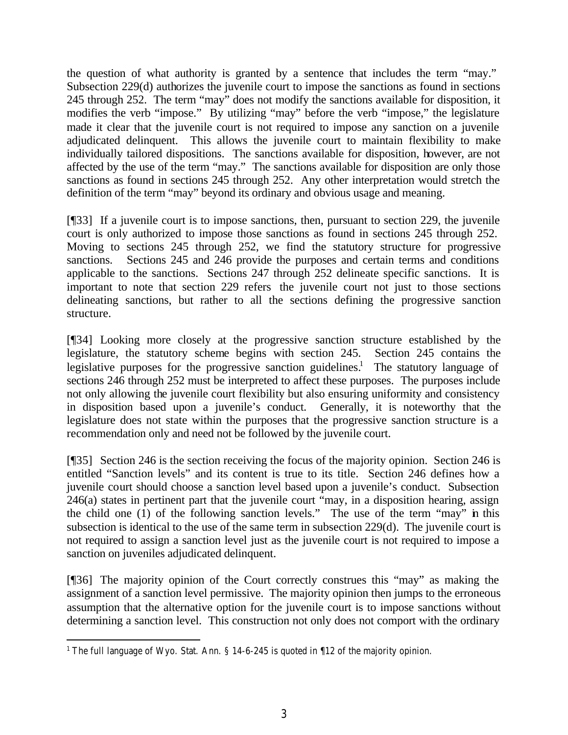the question of what authority is granted by a sentence that includes the term "may." Subsection 229(d) authorizes the juvenile court to impose the sanctions as found in sections 245 through 252. The term "may" does not modify the sanctions available for disposition, it modifies the verb "impose." By utilizing "may" before the verb "impose," the legislature made it clear that the juvenile court is not required to impose any sanction on a juvenile adjudicated delinquent. This allows the juvenile court to maintain flexibility to make individually tailored dispositions. The sanctions available for disposition, however, are not affected by the use of the term "may." The sanctions available for disposition are only those sanctions as found in sections 245 through 252. Any other interpretation would stretch the definition of the term "may" beyond its ordinary and obvious usage and meaning.

[¶33] If a juvenile court is to impose sanctions, then, pursuant to section 229, the juvenile court is only authorized to impose those sanctions as found in sections 245 through 252. Moving to sections 245 through 252, we find the statutory structure for progressive sanctions. Sections 245 and 246 provide the purposes and certain terms and conditions applicable to the sanctions. Sections 247 through 252 delineate specific sanctions. It is important to note that section 229 refers the juvenile court not just to those sections delineating sanctions, but rather to all the sections defining the progressive sanction structure.

[¶34] Looking more closely at the progressive sanction structure established by the legislature, the statutory scheme begins with section 245. Section 245 contains the legislative purposes for the progressive sanction guidelines.[1] The statutory language of sections 246 through 252 must be interpreted to affect these purposes. The purposes include not only allowing the juvenile court flexibility but also ensuring uniformity and consistency in disposition based upon a juvenile's conduct. Generally, it is noteworthy that the legislature does not state within the purposes that the progressive sanction structure is a recommendation only and need not be followed by the juvenile court.

[¶35] Section 246 is the section receiving the focus of the majority opinion. Section 246 is entitled "Sanction levels" and its content is true to its title. Section 246 defines how a juvenile court should choose a sanction level based upon a juvenile's conduct. Subsection 246(a) states in pertinent part that the juvenile court "may, in a disposition hearing, assign the child one (1) of the following sanction levels." The use of the term "may" in this subsection is identical to the use of the same term in subsection 229(d). The juvenile court is not required to assign a sanction level just as the juvenile court is not required to impose a sanction on juveniles adjudicated delinquent.

[¶36] The majority opinion of the Court correctly construes this "may" as making the assignment of a sanction level permissive. The majority opinion then jumps to the erroneous assumption that the alternative option for the juvenile court is to impose sanctions without determining a sanction level. This construction not only does not comport with the ordinary

[1] The full language of Wyo. Stat. Ann. § 14-6-245 is quoted in ¶12 of the majority opinion.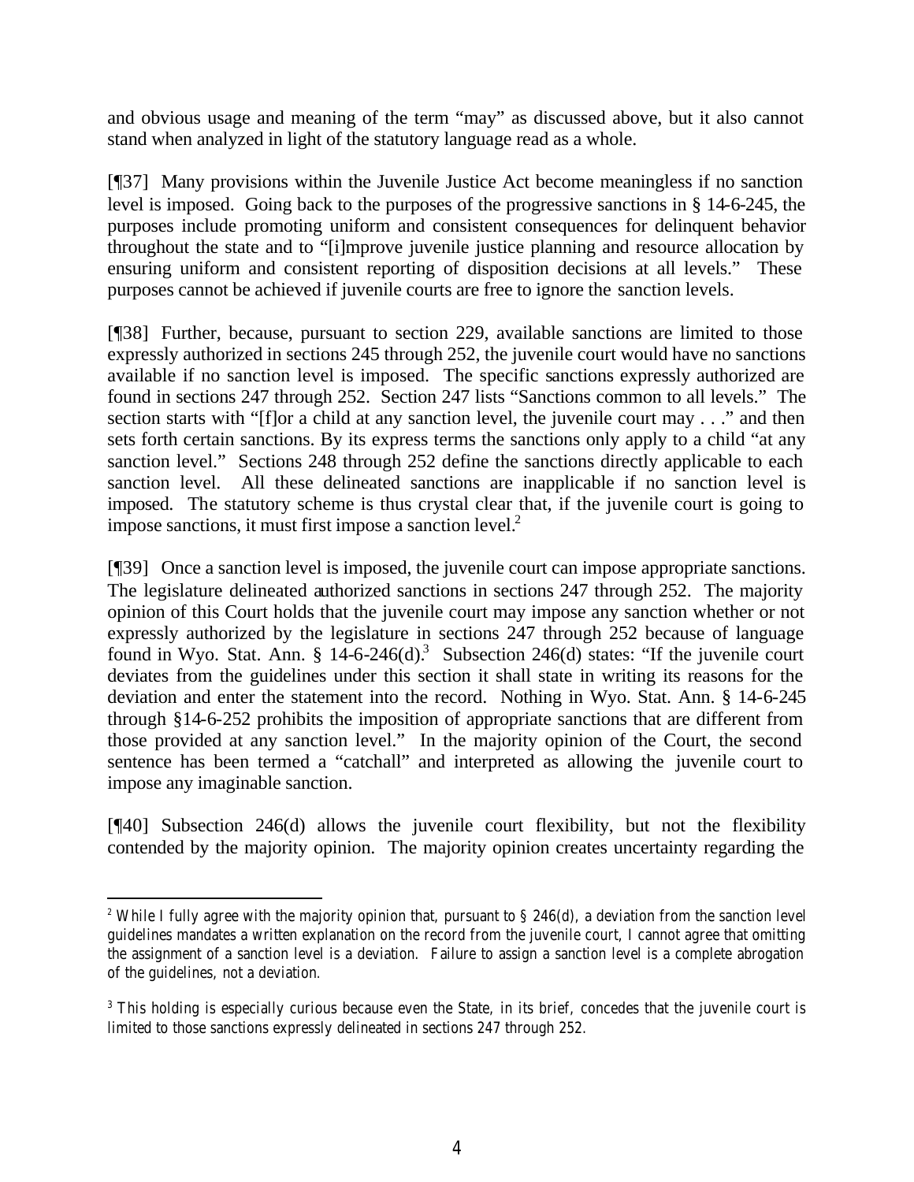and obvious usage and meaning of the term "may" as discussed above, but it also cannot stand when analyzed in light of the statutory language read as a whole.

[¶37] Many provisions within the Juvenile Justice Act become meaningless if no sanction level is imposed. Going back to the purposes of the progressive sanctions in § 14-6-245, the purposes include promoting uniform and consistent consequences for delinquent behavior throughout the state and to "[i]mprove juvenile justice planning and resource allocation by ensuring uniform and consistent reporting of disposition decisions at all levels." These purposes cannot be achieved if juvenile courts are free to ignore the sanction levels.

[¶38] Further, because, pursuant to section 229, available sanctions are limited to those expressly authorized in sections 245 through 252, the juvenile court would have no sanctions available if no sanction level is imposed. The specific sanctions expressly authorized are found in sections 247 through 252. Section 247 lists "Sanctions common to all levels." The section starts with "[f]or a child at any sanction level, the juvenile court may . . ." and then sets forth certain sanctions. By its express terms the sanctions only apply to a child "at any sanction level." Sections 248 through 252 define the sanctions directly applicable to each sanction level. All these delineated sanctions are inapplicable if no sanction level is imposed. The statutory scheme is thus crystal clear that, if the juvenile court is going to impose sanctions, it must first impose a sanction level.[2]

[¶39] Once a sanction level is imposed, the juvenile court can impose appropriate sanctions. The legislature delineated authorized sanctions in sections 247 through 252. The majority opinion of this Court holds that the juvenile court may impose any sanction whether or not expressly authorized by the legislature in sections 247 through 252 because of language found in Wyo. Stat. Ann. § 14-6-246(d).[3] Subsection 246(d) states: "If the juvenile court deviates from the guidelines under this section it shall state in writing its reasons for the deviation and enter the statement into the record. Nothing in Wyo. Stat. Ann. § 14-6-245 through §14-6-252 prohibits the imposition of appropriate sanctions that are different from those provided at any sanction level." In the majority opinion of the Court, the second sentence has been termed a "catchall" and interpreted as allowing the juvenile court to impose any imaginable sanction.

[¶40] Subsection 246(d) allows the juvenile court flexibility, but not the flexibility contended by the majority opinion. The majority opinion creates uncertainty regarding the

---

[2] While I fully agree with the majority opinion that, pursuant to § 246(d), a deviation from the sanction level guidelines mandates a written explanation on the record from the juvenile court, I cannot agree that omitting the assignment of a sanction level is a deviation. Failure to assign a sanction level is a complete abrogation of the guidelines, not a deviation.

[3] This holding is especially curious because even the State, in its brief, concedes that the juvenile court is limited to those sanctions expressly delineated in sections 247 through 252.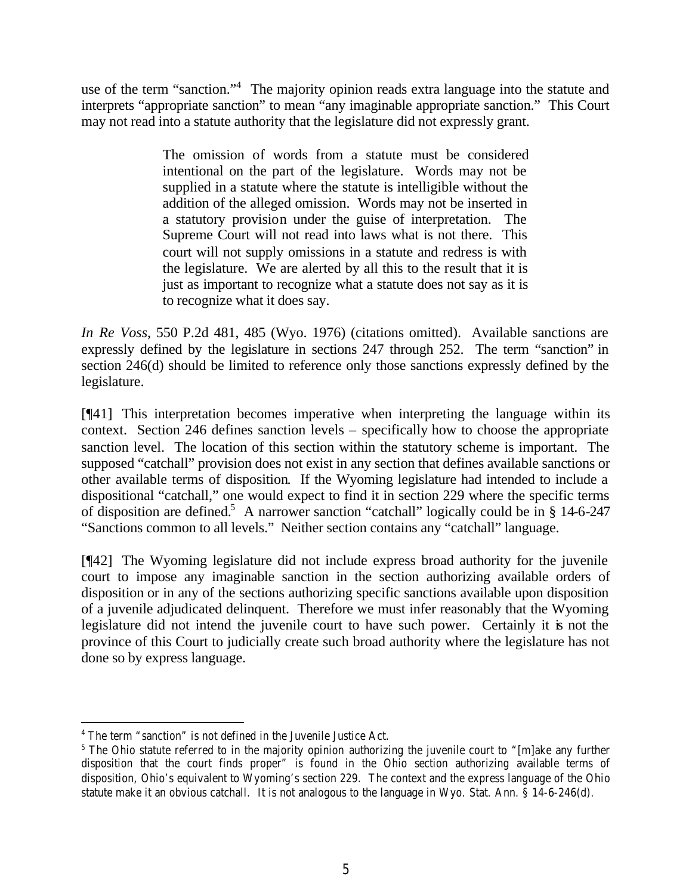use of the term "sanction."[4] The majority opinion reads extra language into the statute and interprets "appropriate sanction" to mean "any imaginable appropriate sanction." This Court may not read into a statute authority that the legislature did not expressly grant.

> The omission of words from a statute must be considered intentional on the part of the legislature. Words may not be supplied in a statute where the statute is intelligible without the addition of the alleged omission. Words may not be inserted in a statutory provision under the guise of interpretation. The Supreme Court will not read into laws what is not there. This court will not supply omissions in a statute and redress is with the legislature. We are alerted by all this to the result that it is just as important to recognize what a statute does not say as it is to recognize what it does say.

*In Re Voss*, 550 P.2d 481, 485 (Wyo. 1976) (citations omitted). Available sanctions are expressly defined by the legislature in sections 247 through 252. The term "sanction" in section 246(d) should be limited to reference only those sanctions expressly defined by the legislature.

[¶41] This interpretation becomes imperative when interpreting the language within its context. Section 246 defines sanction levels – specifically how to choose the appropriate sanction level. The location of this section within the statutory scheme is important. The supposed "catchall" provision does not exist in any section that defines available sanctions or other available terms of disposition. If the Wyoming legislature had intended to include a dispositional "catchall," one would expect to find it in section 229 where the specific terms of disposition are defined.[5] A narrower sanction "catchall" logically could be in § 14-6-247 "Sanctions common to all levels." Neither section contains any "catchall" language.

[¶42] The Wyoming legislature did not include express broad authority for the juvenile court to impose any imaginable sanction in the section authorizing available orders of disposition or in any of the sections authorizing specific sanctions available upon disposition of a juvenile adjudicated delinquent. Therefore we must infer reasonably that the Wyoming legislature did not intend the juvenile court to have such power. Certainly it is not the province of this Court to judicially create such broad authority where the legislature has not done so by express language.

---

[4] The term "sanction" is not defined in the Juvenile Justice Act.

[5] The Ohio statute referred to in the majority opinion authorizing the juvenile court to "[m]ake any further disposition that the court finds proper" is found in the Ohio section authorizing available terms of disposition, Ohio's equivalent to Wyoming's section 229. The context and the express language of the Ohio statute make it an obvious catchall. It is not analogous to the language in Wyo. Stat. Ann. § 14-6-246(d).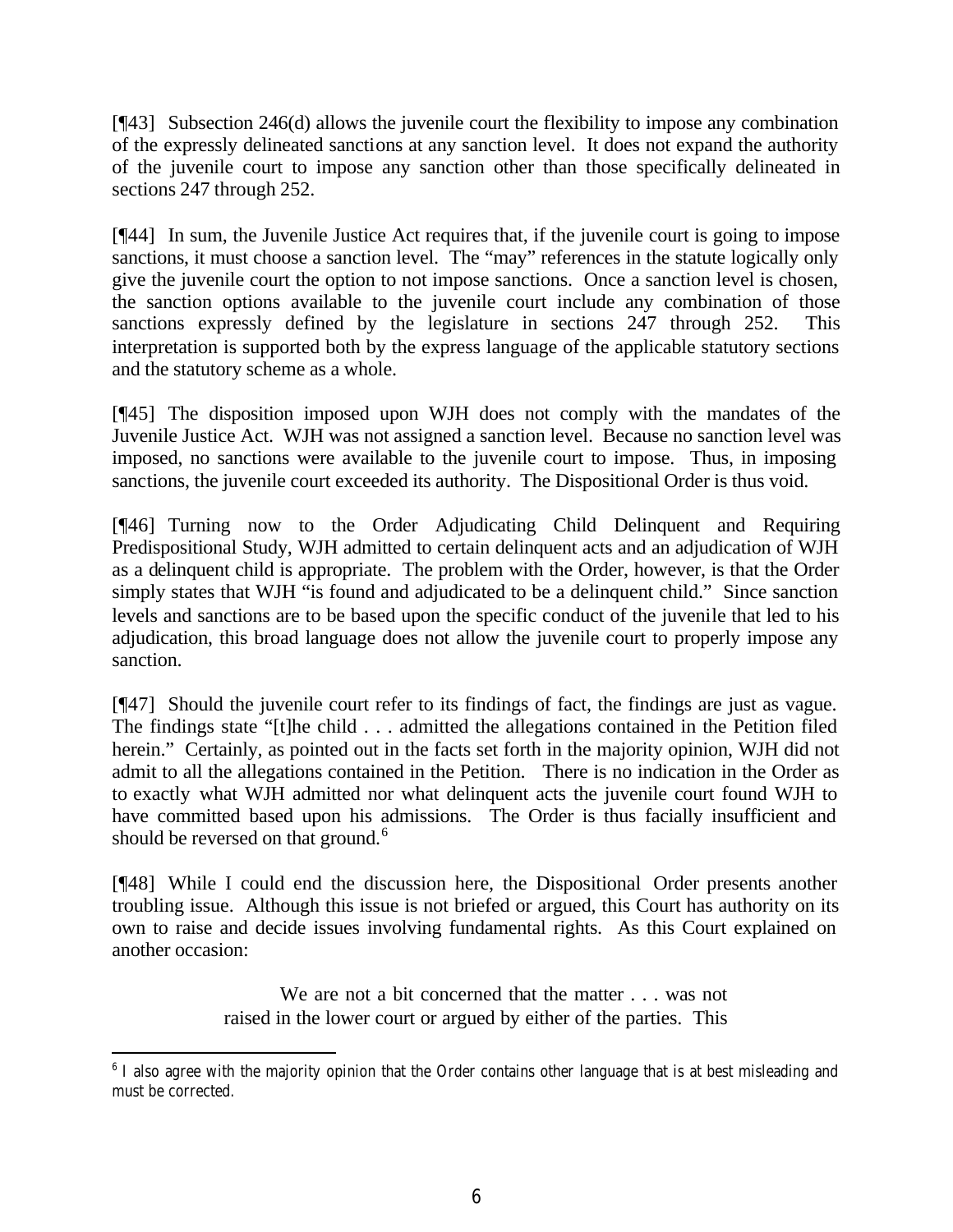[¶43] Subsection 246(d) allows the juvenile court the flexibility to impose any combination of the expressly delineated sanctions at any sanction level. It does not expand the authority of the juvenile court to impose any sanction other than those specifically delineated in sections 247 through 252.

[¶44] In sum, the Juvenile Justice Act requires that, if the juvenile court is going to impose sanctions, it must choose a sanction level. The "may" references in the statute logically only give the juvenile court the option to not impose sanctions. Once a sanction level is chosen, the sanction options available to the juvenile court include any combination of those sanctions expressly defined by the legislature in sections 247 through 252. This interpretation is supported both by the express language of the applicable statutory sections and the statutory scheme as a whole.

[¶45] The disposition imposed upon WJH does not comply with the mandates of the Juvenile Justice Act. WJH was not assigned a sanction level. Because no sanction level was imposed, no sanctions were available to the juvenile court to impose. Thus, in imposing sanctions, the juvenile court exceeded its authority. The Dispositional Order is thus void.

[¶46] Turning now to the Order Adjudicating Child Delinquent and Requiring Predispositional Study, WJH admitted to certain delinquent acts and an adjudication of WJH as a delinquent child is appropriate. The problem with the Order, however, is that the Order simply states that WJH "is found and adjudicated to be a delinquent child." Since sanction levels and sanctions are to be based upon the specific conduct of the juvenile that led to his adjudication, this broad language does not allow the juvenile court to properly impose any sanction.

[¶47] Should the juvenile court refer to its findings of fact, the findings are just as vague. The findings state "[t]he child . . . admitted the allegations contained in the Petition filed herein." Certainly, as pointed out in the facts set forth in the majority opinion, WJH did not admit to all the allegations contained in the Petition. There is no indication in the Order as to exactly what WJH admitted nor what delinquent acts the juvenile court found WJH to have committed based upon his admissions. The Order is thus facially insufficient and should be reversed on that ground.[6]

[¶48] While I could end the discussion here, the Dispositional Order presents another troubling issue. Although this issue is not briefed or argued, this Court has authority on its own to raise and decide issues involving fundamental rights. As this Court explained on another occasion:

> We are not a bit concerned that the matter . . . was not raised in the lower court or argued by either of the parties. This

[6] I also agree with the majority opinion that the Order contains other language that is at best misleading and must be corrected.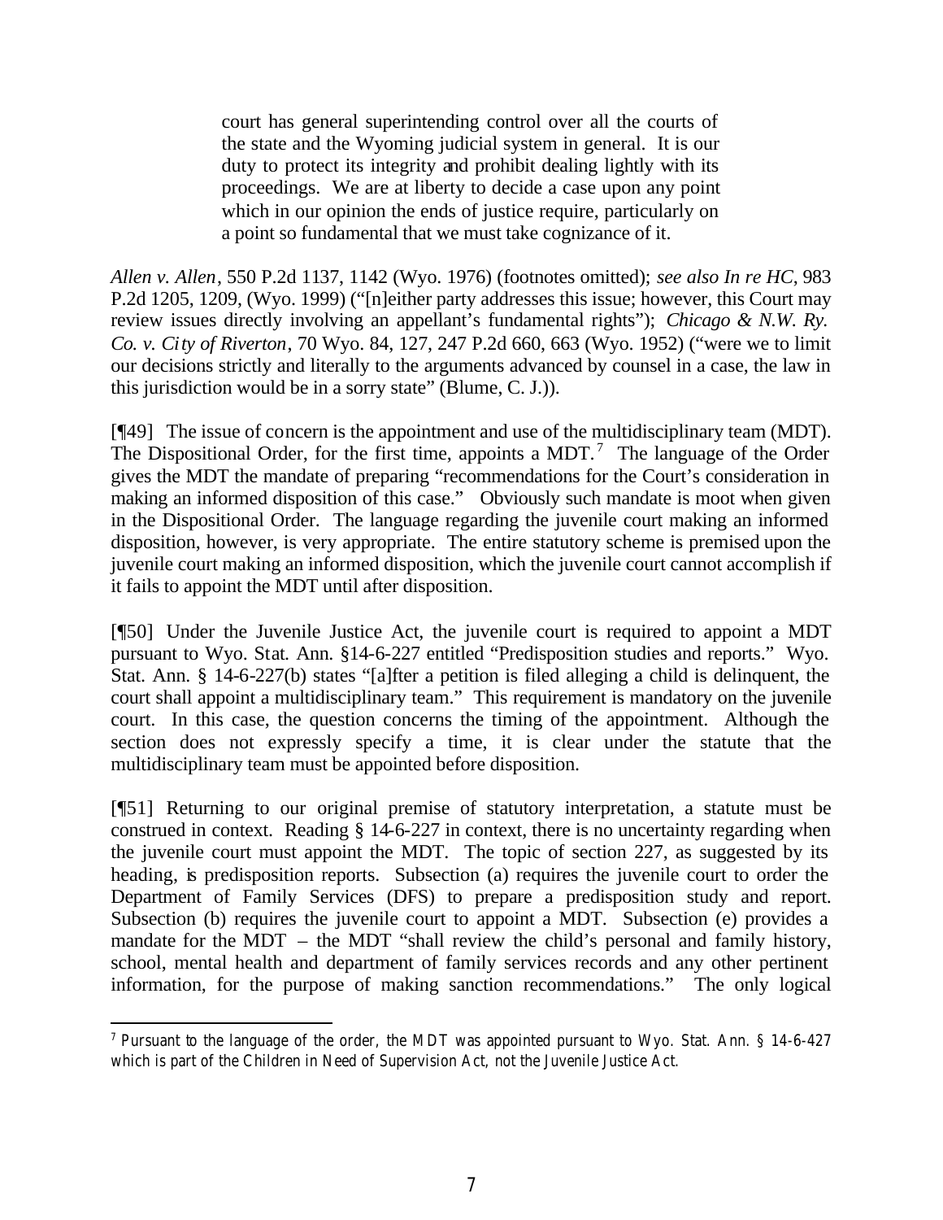> court has general superintending control over all the courts of the state and the Wyoming judicial system in general. It is our duty to protect its integrity and prohibit dealing lightly with its proceedings. We are at liberty to decide a case upon any point which in our opinion the ends of justice require, particularly on a point so fundamental that we must take cognizance of it.

*Allen v. Allen*, 550 P.2d 1137, 1142 (Wyo. 1976) (footnotes omitted); *see also In re HC*, 983 P.2d 1205, 1209, (Wyo. 1999) ("[n]either party addresses this issue; however, this Court may review issues directly involving an appellant's fundamental rights"); *Chicago & N.W. Ry. Co. v. City of Riverton*, 70 Wyo. 84, 127, 247 P.2d 660, 663 (Wyo. 1952) ("were we to limit our decisions strictly and literally to the arguments advanced by counsel in a case, the law in this jurisdiction would be in a sorry state" (Blume, C. J.)).

[¶49] The issue of concern is the appointment and use of the multidisciplinary team (MDT). The Dispositional Order, for the first time, appoints a MDT.[7] The language of the Order gives the MDT the mandate of preparing "recommendations for the Court's consideration in making an informed disposition of this case." Obviously such mandate is moot when given in the Dispositional Order. The language regarding the juvenile court making an informed disposition, however, is very appropriate. The entire statutory scheme is premised upon the juvenile court making an informed disposition, which the juvenile court cannot accomplish if it fails to appoint the MDT until after disposition.

[¶50] Under the Juvenile Justice Act, the juvenile court is required to appoint a MDT pursuant to Wyo. Stat. Ann. §14-6-227 entitled "Predisposition studies and reports." Wyo. Stat. Ann. § 14-6-227(b) states "[a]fter a petition is filed alleging a child is delinquent, the court shall appoint a multidisciplinary team." This requirement is mandatory on the juvenile court. In this case, the question concerns the timing of the appointment. Although the section does not expressly specify a time, it is clear under the statute that the multidisciplinary team must be appointed before disposition.

[¶51] Returning to our original premise of statutory interpretation, a statute must be construed in context. Reading § 14-6-227 in context, there is no uncertainty regarding when the juvenile court must appoint the MDT. The topic of section 227, as suggested by its heading, is predisposition reports. Subsection (a) requires the juvenile court to order the Department of Family Services (DFS) to prepare a predisposition study and report. Subsection (b) requires the juvenile court to appoint a MDT. Subsection (e) provides a mandate for the MDT – the MDT "shall review the child's personal and family history, school, mental health and department of family services records and any other pertinent information, for the purpose of making sanction recommendations." The only logical

[7] Pursuant to the language of the order, the MDT was appointed pursuant to Wyo. Stat. Ann. § 14-6-427 which is part of the Children in Need of Supervision Act, not the Juvenile Justice Act.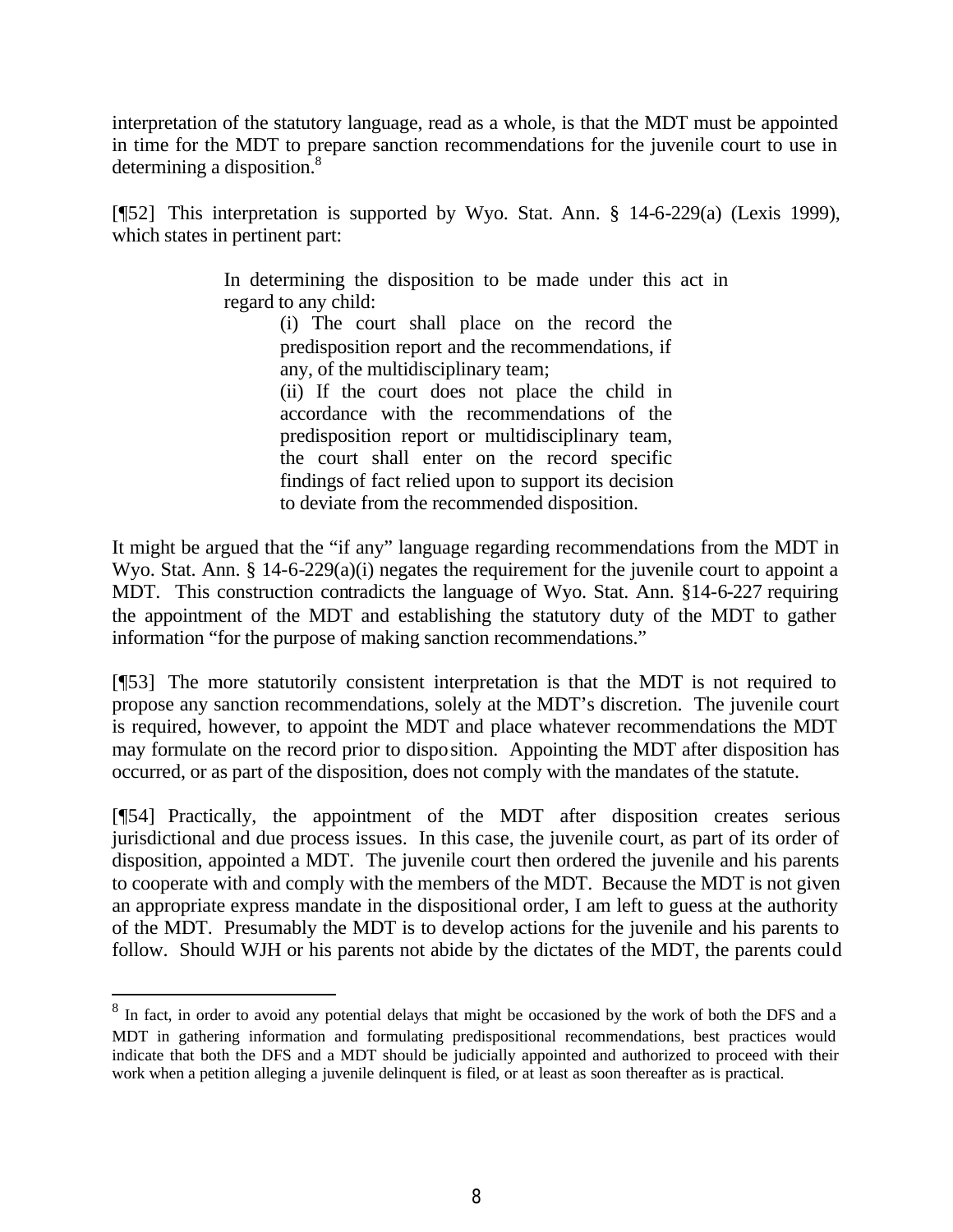interpretation of the statutory language, read as a whole, is that the MDT must be appointed in time for the MDT to prepare sanction recommendations for the juvenile court to use in determining a disposition.[8]

[¶52] This interpretation is supported by Wyo. Stat. Ann. § 14-6-229(a) (Lexis 1999), which states in pertinent part:

> In determining the disposition to be made under this act in regard to any child:
>
> (i) The court shall place on the record the predisposition report and the recommendations, if any, of the multidisciplinary team;
>
> (ii) If the court does not place the child in accordance with the recommendations of the predisposition report or multidisciplinary team, the court shall enter on the record specific findings of fact relied upon to support its decision to deviate from the recommended disposition.

It might be argued that the "if any" language regarding recommendations from the MDT in Wyo. Stat. Ann. § 14-6-229(a)(i) negates the requirement for the juvenile court to appoint a MDT. This construction contradicts the language of Wyo. Stat. Ann. §14-6-227 requiring the appointment of the MDT and establishing the statutory duty of the MDT to gather information "for the purpose of making sanction recommendations."

[¶53] The more statutorily consistent interpretation is that the MDT is not required to propose any sanction recommendations, solely at the MDT's discretion. The juvenile court is required, however, to appoint the MDT and place whatever recommendations the MDT may formulate on the record prior to disposition. Appointing the MDT after disposition has occurred, or as part of the disposition, does not comply with the mandates of the statute.

[¶54] Practically, the appointment of the MDT after disposition creates serious jurisdictional and due process issues. In this case, the juvenile court, as part of its order of disposition, appointed a MDT. The juvenile court then ordered the juvenile and his parents to cooperate with and comply with the members of the MDT. Because the MDT is not given an appropriate express mandate in the dispositional order, I am left to guess at the authority of the MDT. Presumably the MDT is to develop actions for the juvenile and his parents to follow. Should WJH or his parents not abide by the dictates of the MDT, the parents could

---

[8] In fact, in order to avoid any potential delays that might be occasioned by the work of both the DFS and a MDT in gathering information and formulating predispositional recommendations, best practices would indicate that both the DFS and a MDT should be judicially appointed and authorized to proceed with their work when a petition alleging a juvenile delinquent is filed, or at least as soon thereafter as is practical.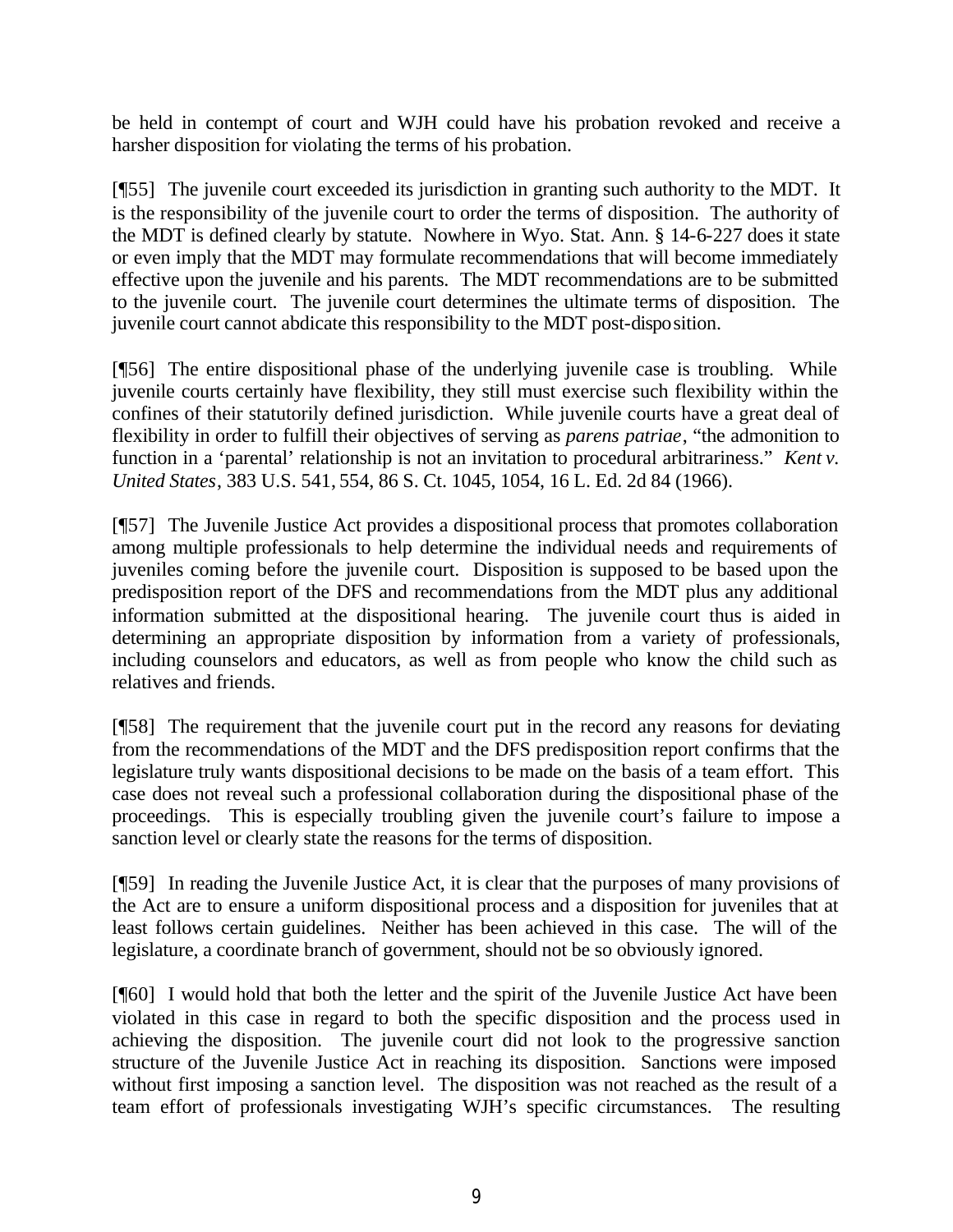be held in contempt of court and WJH could have his probation revoked and receive a harsher disposition for violating the terms of his probation.

[¶55] The juvenile court exceeded its jurisdiction in granting such authority to the MDT. It is the responsibility of the juvenile court to order the terms of disposition. The authority of the MDT is defined clearly by statute. Nowhere in Wyo. Stat. Ann. § 14-6-227 does it state or even imply that the MDT may formulate recommendations that will become immediately effective upon the juvenile and his parents. The MDT recommendations are to be submitted to the juvenile court. The juvenile court determines the ultimate terms of disposition. The juvenile court cannot abdicate this responsibility to the MDT post-disposition.

[¶56] The entire dispositional phase of the underlying juvenile case is troubling. While juvenile courts certainly have flexibility, they still must exercise such flexibility within the confines of their statutorily defined jurisdiction. While juvenile courts have a great deal of flexibility in order to fulfill their objectives of serving as *parens patriae*, "the admonition to function in a 'parental' relationship is not an invitation to procedural arbitrariness." *Kent v. United States*, 383 U.S. 541, 554, 86 S. Ct. 1045, 1054, 16 L. Ed. 2d 84 (1966).

[¶57] The Juvenile Justice Act provides a dispositional process that promotes collaboration among multiple professionals to help determine the individual needs and requirements of juveniles coming before the juvenile court. Disposition is supposed to be based upon the predisposition report of the DFS and recommendations from the MDT plus any additional information submitted at the dispositional hearing. The juvenile court thus is aided in determining an appropriate disposition by information from a variety of professionals, including counselors and educators, as well as from people who know the child such as relatives and friends.

[¶58] The requirement that the juvenile court put in the record any reasons for deviating from the recommendations of the MDT and the DFS predisposition report confirms that the legislature truly wants dispositional decisions to be made on the basis of a team effort. This case does not reveal such a professional collaboration during the dispositional phase of the proceedings. This is especially troubling given the juvenile court's failure to impose a sanction level or clearly state the reasons for the terms of disposition.

[¶59] In reading the Juvenile Justice Act, it is clear that the purposes of many provisions of the Act are to ensure a uniform dispositional process and a disposition for juveniles that at least follows certain guidelines. Neither has been achieved in this case. The will of the legislature, a coordinate branch of government, should not be so obviously ignored.

[¶60] I would hold that both the letter and the spirit of the Juvenile Justice Act have been violated in this case in regard to both the specific disposition and the process used in achieving the disposition. The juvenile court did not look to the progressive sanction structure of the Juvenile Justice Act in reaching its disposition. Sanctions were imposed without first imposing a sanction level. The disposition was not reached as the result of a team effort of professionals investigating WJH's specific circumstances. The resulting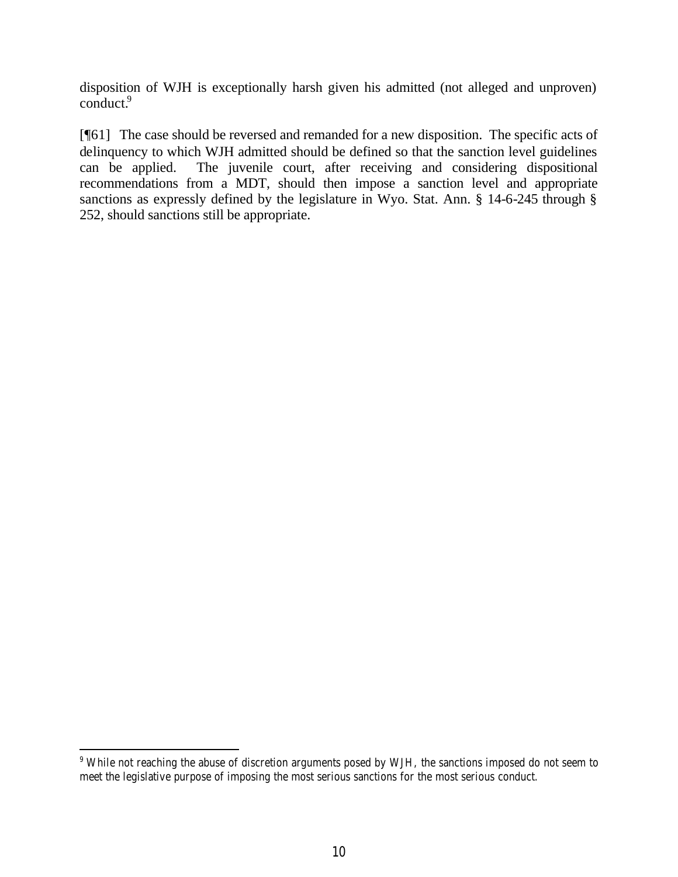disposition of WJH is exceptionally harsh given his admitted (not alleged and unproven) conduct.[9]

[¶61] The case should be reversed and remanded for a new disposition. The specific acts of delinquency to which WJH admitted should be defined so that the sanction level guidelines can be applied. The juvenile court, after receiving and considering dispositional recommendations from a MDT, should then impose a sanction level and appropriate sanctions as expressly defined by the legislature in Wyo. Stat. Ann. § 14-6-245 through § 252, should sanctions still be appropriate.

---

[9] While not reaching the abuse of discretion arguments posed by WJH, the sanctions imposed do not seem to meet the legislative purpose of imposing the most serious sanctions for the most serious conduct.